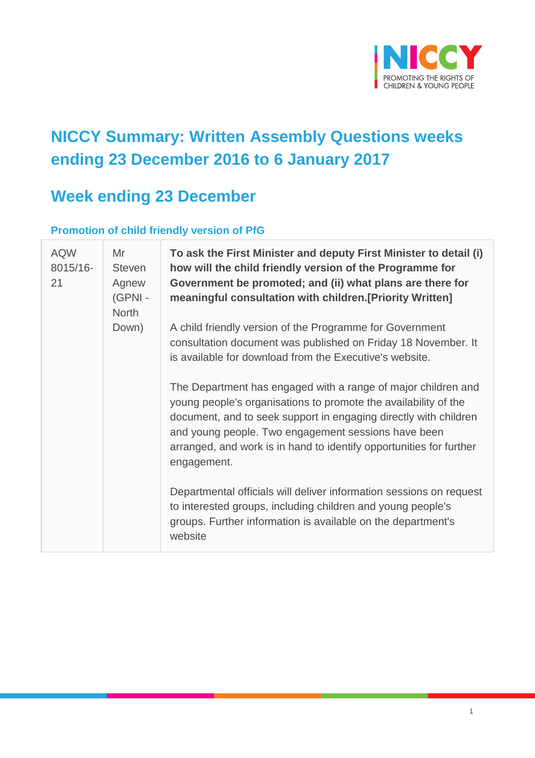# NICCY Summary: Written Assembly Questions weeks ending 23 December 2016 to 6 January 2017

## Week ending 23 December

### Promotion of child friendly version of PfG

| | | |
|---|---|---|
| AQW 8015/16-21 | Mr Steven Agnew (GPNI - North Down) | **To ask the First Minister and deputy First Minister to detail (i) how will the child friendly version of the Programme for Government be promoted; and (ii) what plans are there for meaningful consultation with children.[Priority Written]**<br><br>A child friendly version of the Programme for Government consultation document was published on Friday 18 November. It is available for download from the Executive's website.<br><br>The Department has engaged with a range of major children and young people's organisations to promote the availability of the document, and to seek support in engaging directly with children and young people. Two engagement sessions have been arranged, and work is in hand to identify opportunities for further engagement.<br><br>Departmental officials will deliver information sessions on request to interested groups, including children and young people's groups. Further information is available on the department's website |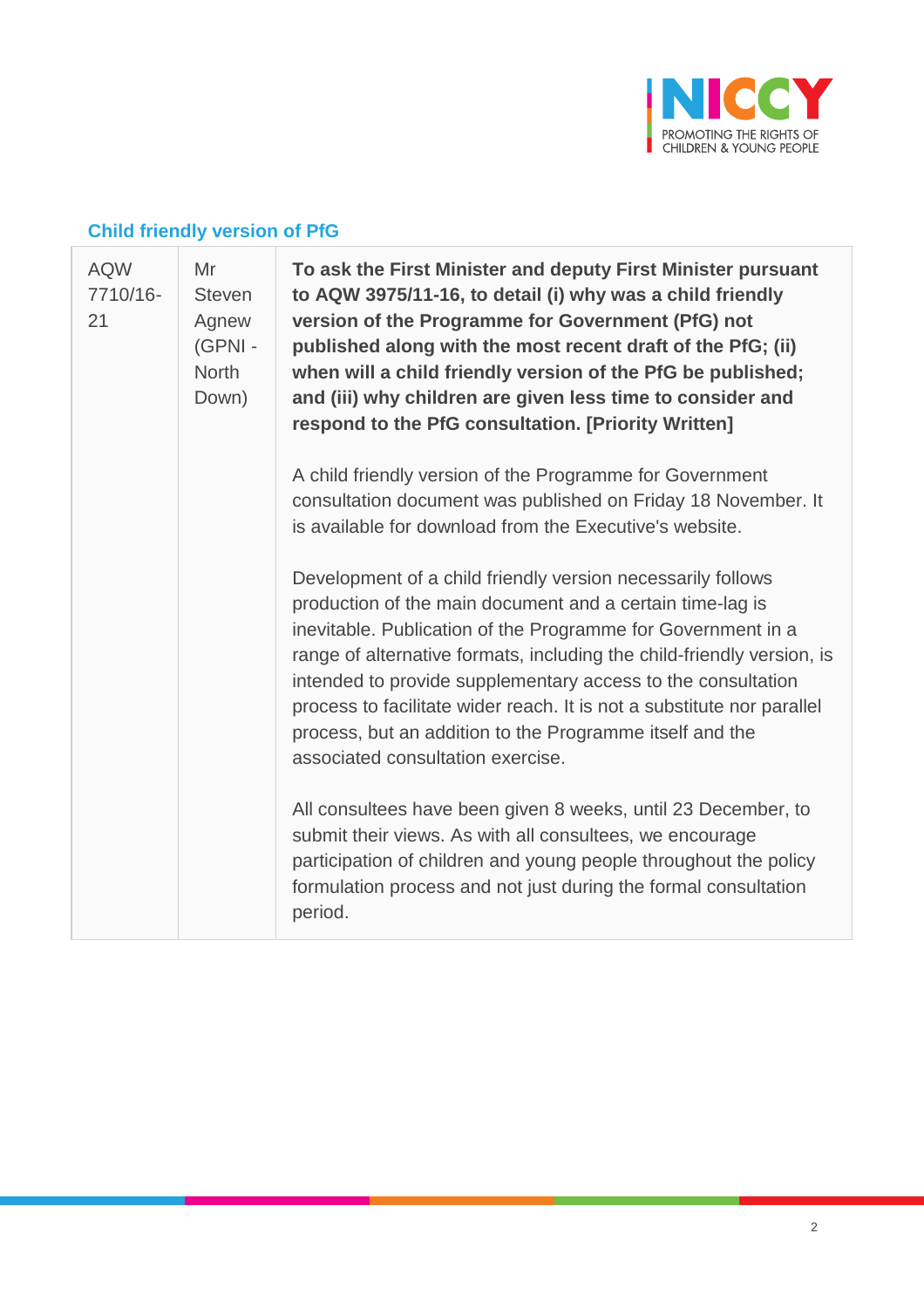## Child friendly version of PfG

| | | |
|---|---|---|
| AQW 7710/16-21 | Mr Steven Agnew (GPNI - North Down) | **To ask the First Minister and deputy First Minister pursuant to AQW 3975/11-16, to detail (i) why was a child friendly version of the Programme for Government (PfG) not published along with the most recent draft of the PfG; (ii) when will a child friendly version of the PfG be published; and (iii) why children are given less time to consider and respond to the PfG consultation. [Priority Written]**<br><br>A child friendly version of the Programme for Government consultation document was published on Friday 18 November. It is available for download from the Executive's website.<br><br>Development of a child friendly version necessarily follows production of the main document and a certain time-lag is inevitable. Publication of the Programme for Government in a range of alternative formats, including the child-friendly version, is intended to provide supplementary access to the consultation process to facilitate wider reach. It is not a substitute nor parallel process, but an addition to the Programme itself and the associated consultation exercise.<br><br>All consultees have been given 8 weeks, until 23 December, to submit their views. As with all consultees, we encourage participation of children and young people throughout the policy formulation process and not just during the formal consultation period. |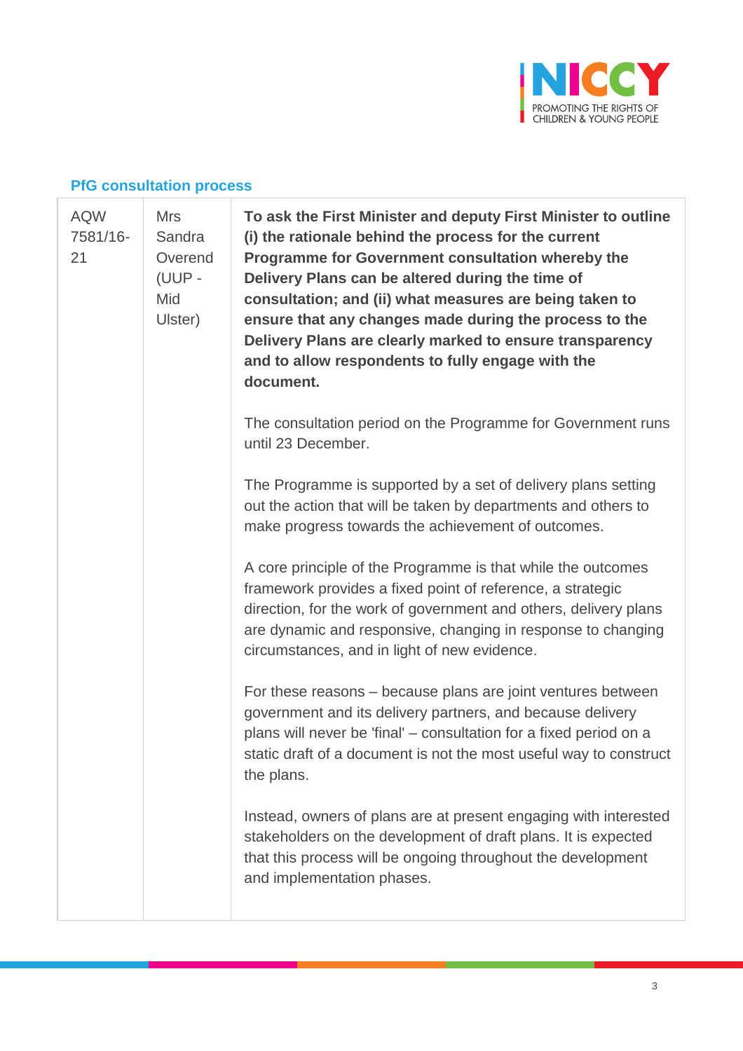## PfG consultation process

| | | |
|---|---|---|
| AQW 7581/16-21 | Mrs Sandra Overend (UUP - Mid Ulster) | **To ask the First Minister and deputy First Minister to outline (i) the rationale behind the process for the current Programme for Government consultation whereby the Delivery Plans can be altered during the time of consultation; and (ii) what measures are being taken to ensure that any changes made during the process to the Delivery Plans are clearly marked to ensure transparency and to allow respondents to fully engage with the document.**<br><br>The consultation period on the Programme for Government runs until 23 December.<br><br>The Programme is supported by a set of delivery plans setting out the action that will be taken by departments and others to make progress towards the achievement of outcomes.<br><br>A core principle of the Programme is that while the outcomes framework provides a fixed point of reference, a strategic direction, for the work of government and others, delivery plans are dynamic and responsive, changing in response to changing circumstances, and in light of new evidence.<br><br>For these reasons – because plans are joint ventures between government and its delivery partners, and because delivery plans will never be 'final' – consultation for a fixed period on a static draft of a document is not the most useful way to construct the plans.<br><br>Instead, owners of plans are at present engaging with interested stakeholders on the development of draft plans. It is expected that this process will be ongoing throughout the development and implementation phases. |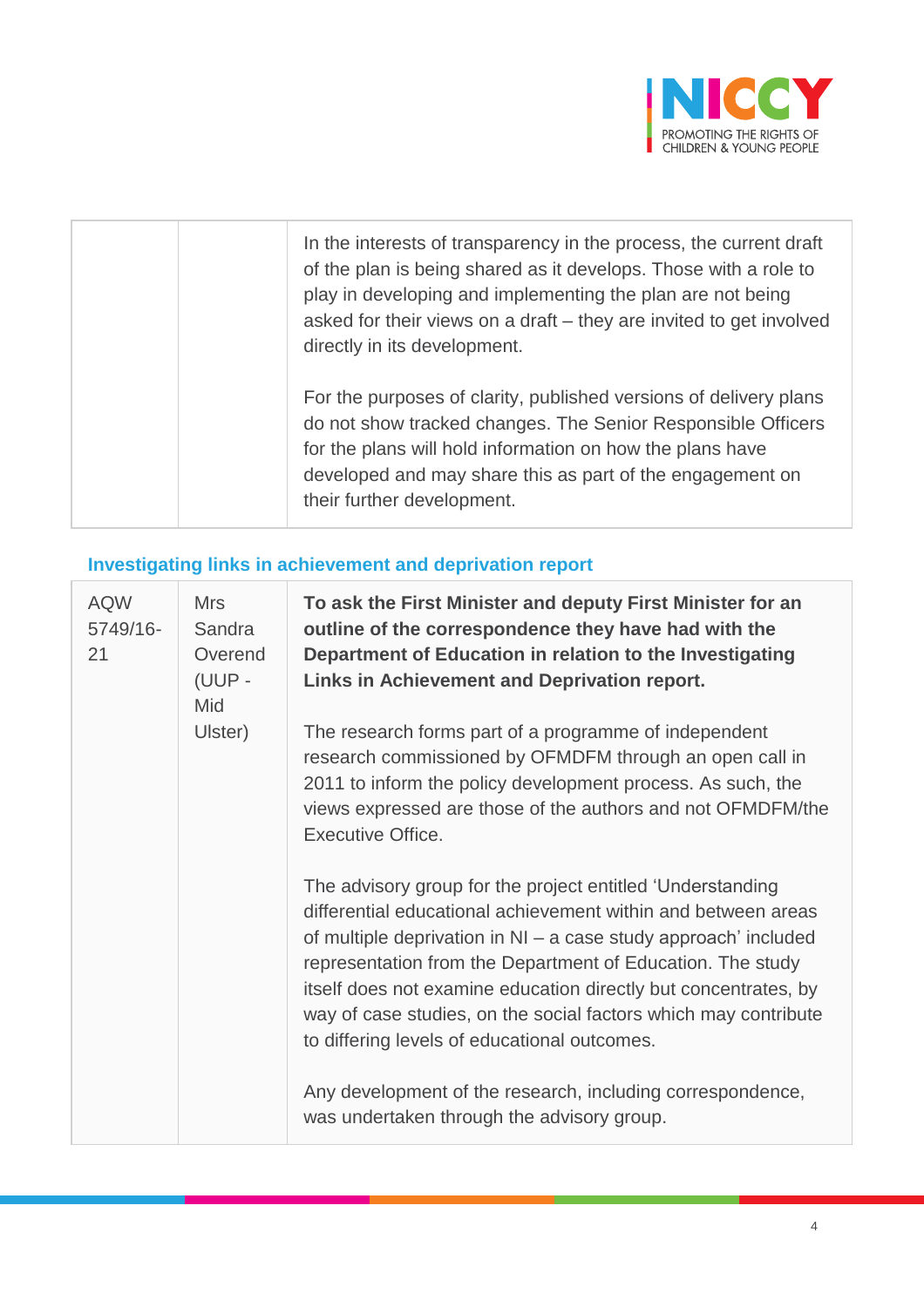| | | |
|---|---|---|
| | | In the interests of transparency in the process, the current draft of the plan is being shared as it develops. Those with a role to play in developing and implementing the plan are not being asked for their views on a draft – they are invited to get involved directly in its development.<br><br>For the purposes of clarity, published versions of delivery plans do not show tracked changes. The Senior Responsible Officers for the plans will hold information on how the plans have developed and may share this as part of the engagement on their further development. |

### Investigating links in achievement and deprivation report

| | | |
|---|---|---|
| AQW 5749/16-21 | Mrs Sandra Overend (UUP - Mid Ulster) | **To ask the First Minister and deputy First Minister for an outline of the correspondence they have had with the Department of Education in relation to the Investigating Links in Achievement and Deprivation report.**<br><br>The research forms part of a programme of independent research commissioned by OFMDFM through an open call in 2011 to inform the policy development process. As such, the views expressed are those of the authors and not OFMDFM/the Executive Office.<br><br>The advisory group for the project entitled 'Understanding differential educational achievement within and between areas of multiple deprivation in NI – a case study approach' included representation from the Department of Education. The study itself does not examine education directly but concentrates, by way of case studies, on the social factors which may contribute to differing levels of educational outcomes.<br><br>Any development of the research, including correspondence, was undertaken through the advisory group. |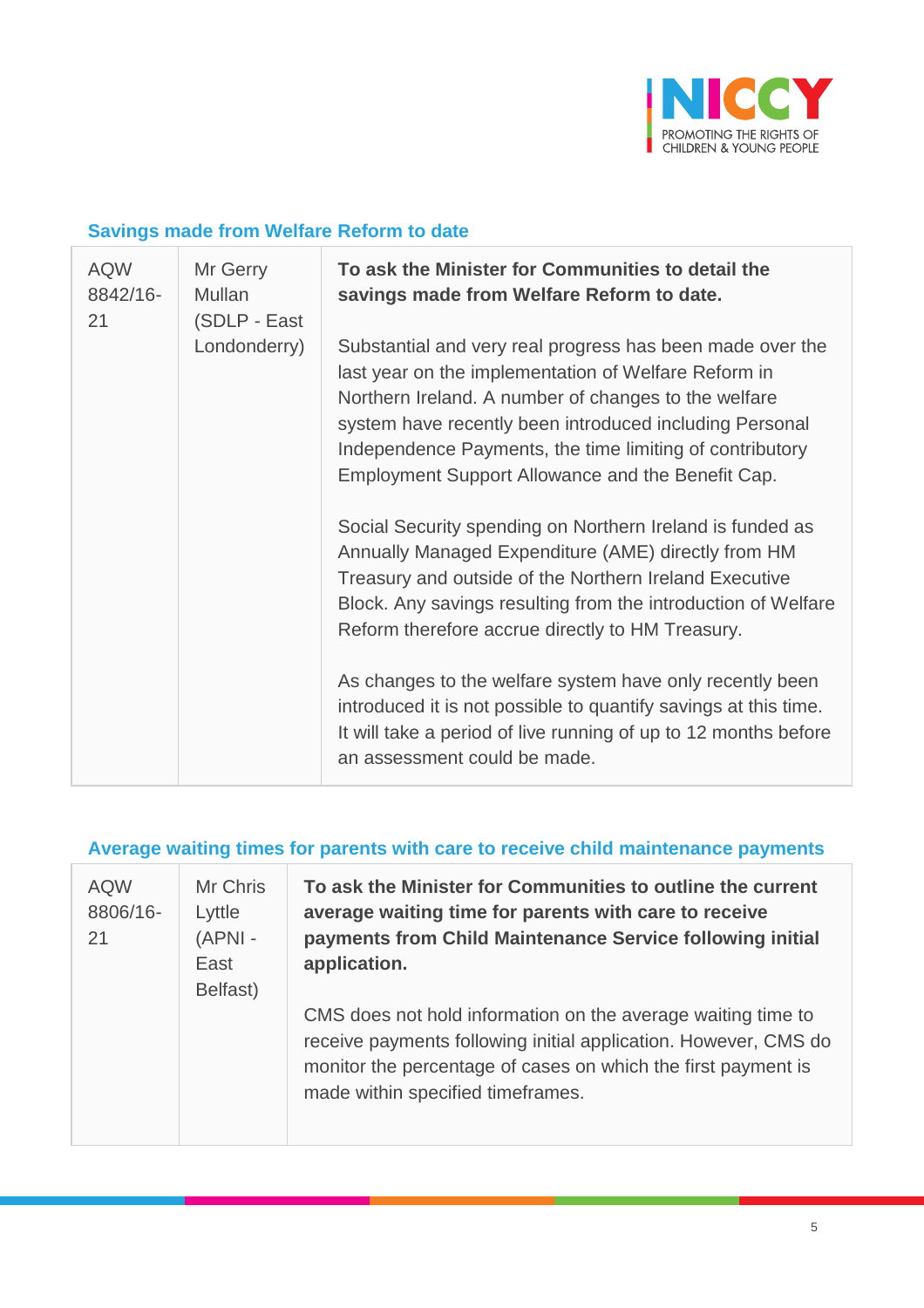## Savings made from Welfare Reform to date

| | | |
|---|---|---|
| AQW 8842/16-21 | Mr Gerry Mullan (SDLP - East Londonderry) | **To ask the Minister for Communities to detail the savings made from Welfare Reform to date.**<br><br>Substantial and very real progress has been made over the last year on the implementation of Welfare Reform in Northern Ireland. A number of changes to the welfare system have recently been introduced including Personal Independence Payments, the time limiting of contributory Employment Support Allowance and the Benefit Cap.<br><br>Social Security spending on Northern Ireland is funded as Annually Managed Expenditure (AME) directly from HM Treasury and outside of the Northern Ireland Executive Block. Any savings resulting from the introduction of Welfare Reform therefore accrue directly to HM Treasury.<br><br>As changes to the welfare system have only recently been introduced it is not possible to quantify savings at this time. It will take a period of live running of up to 12 months before an assessment could be made. |

## Average waiting times for parents with care to receive child maintenance payments

| | | |
|---|---|---|
| AQW 8806/16-21 | Mr Chris Lyttle (APNI - East Belfast) | **To ask the Minister for Communities to outline the current average waiting time for parents with care to receive payments from Child Maintenance Service following initial application.**<br><br>CMS does not hold information on the average waiting time to receive payments following initial application. However, CMS do monitor the percentage of cases on which the first payment is made within specified timeframes. |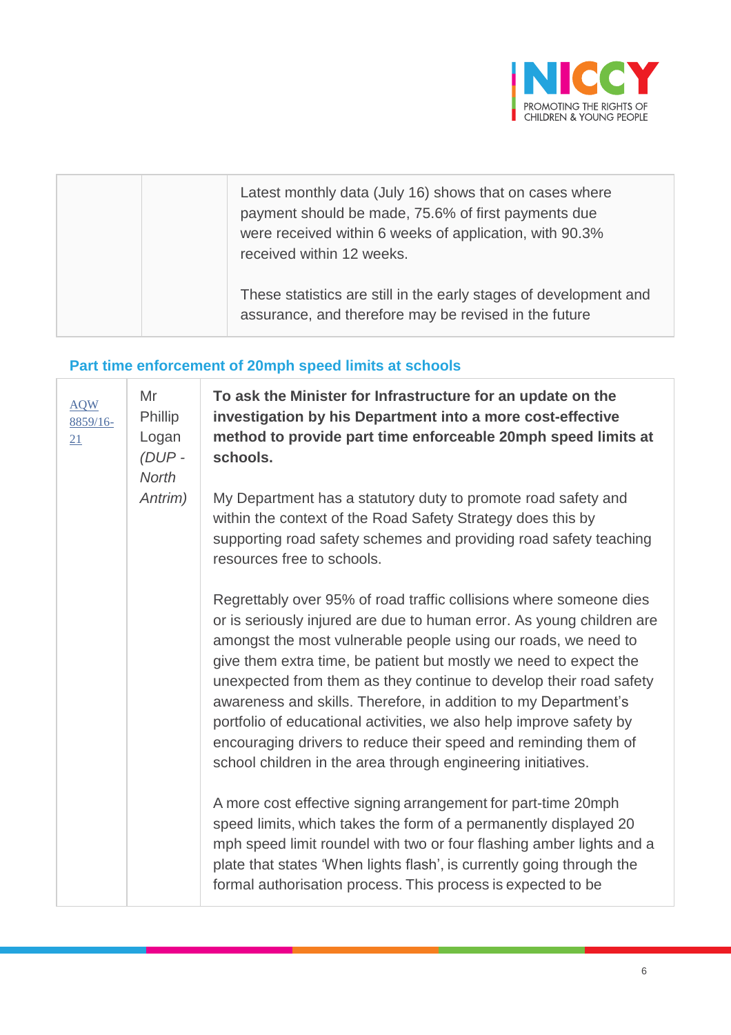| | | Latest monthly data (July 16) shows that on cases where payment should be made, 75.6% of first payments due were received within 6 weeks of application, with 90.3% received within 12 weeks.<br><br>These statistics are still in the early stages of development and assurance, and therefore may be revised in the future |
|---|---|---|

### Part time enforcement of 20mph speed limits at schools

| AQW 8859/16-21 | Mr Phillip Logan *(DUP - North Antrim)* | **To ask the Minister for Infrastructure for an update on the investigation by his Department into a more cost-effective method to provide part time enforceable 20mph speed limits at schools.**<br><br>My Department has a statutory duty to promote road safety and within the context of the Road Safety Strategy does this by supporting road safety schemes and providing road safety teaching resources free to schools.<br><br>Regrettably over 95% of road traffic collisions where someone dies or is seriously injured are due to human error. As young children are amongst the most vulnerable people using our roads, we need to give them extra time, be patient but mostly we need to expect the unexpected from them as they continue to develop their road safety awareness and skills. Therefore, in addition to my Department's portfolio of educational activities, we also help improve safety by encouraging drivers to reduce their speed and reminding them of school children in the area through engineering initiatives.<br><br>A more cost effective signing arrangement for part-time 20mph speed limits, which takes the form of a permanently displayed 20 mph speed limit roundel with two or four flashing amber lights and a plate that states 'When lights flash', is currently going through the formal authorisation process. This process is expected to be |
|---|---|---|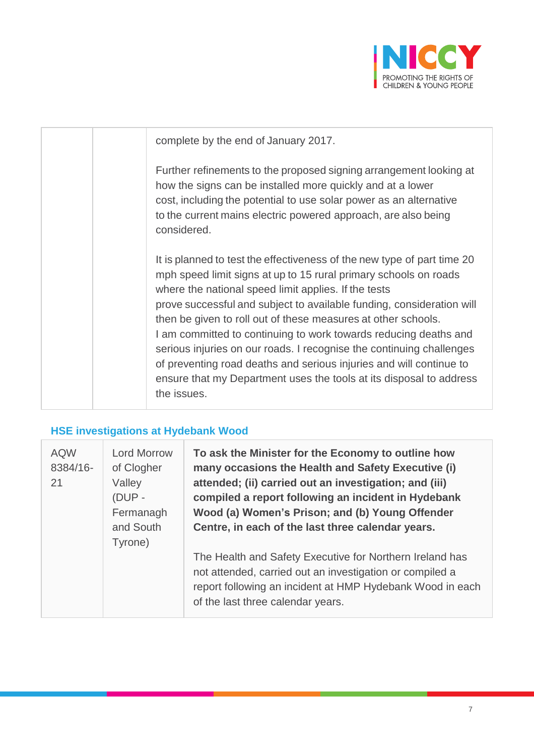| | | |
|---|---|---|
| | | complete by the end of January 2017.<br><br>Further refinements to the proposed signing arrangement looking at how the signs can be installed more quickly and at a lower cost, including the potential to use solar power as an alternative to the current mains electric powered approach, are also being considered.<br><br>It is planned to test the effectiveness of the new type of part time 20 mph speed limit signs at up to 15 rural primary schools on roads where the national speed limit applies. If the tests prove successful and subject to available funding, consideration will then be given to roll out of these measures at other schools.<br>I am committed to continuing to work towards reducing deaths and serious injuries on our roads. I recognise the continuing challenges of preventing road deaths and serious injuries and will continue to ensure that my Department uses the tools at its disposal to address the issues. |

### HSE investigations at Hydebank Wood

| | | |
|---|---|---|
| AQW 8384/16-21 | Lord Morrow of Clogher Valley (DUP - Fermanagh and South Tyrone) | **To ask the Minister for the Economy to outline how many occasions the Health and Safety Executive (i) attended; (ii) carried out an investigation; and (iii) compiled a report following an incident in Hydebank Wood (a) Women's Prison; and (b) Young Offender Centre, in each of the last three calendar years.**<br><br>The Health and Safety Executive for Northern Ireland has not attended, carried out an investigation or compiled a report following an incident at HMP Hydebank Wood in each of the last three calendar years. |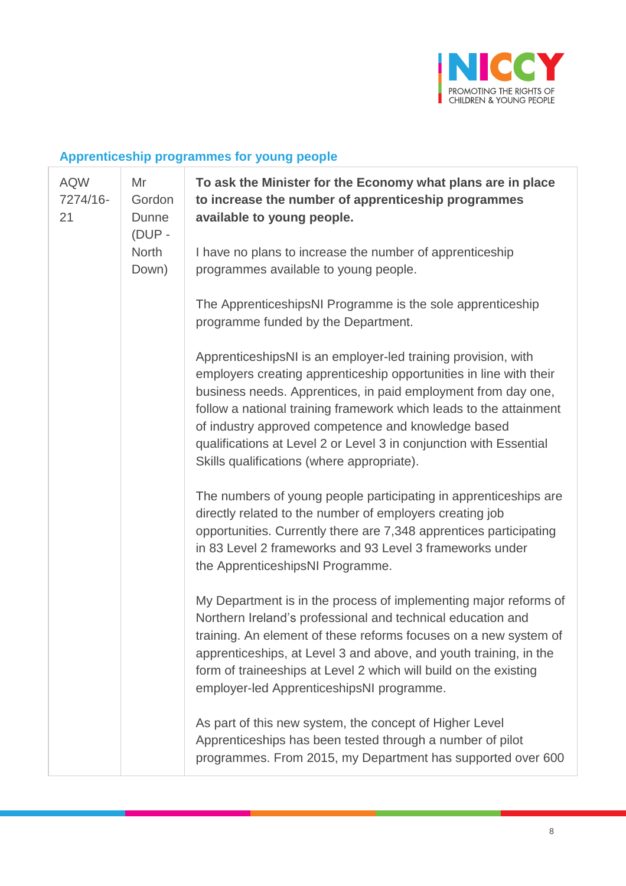### Apprenticeship programmes for young people

| | | |
|---|---|---|
| AQW 7274/16-21 | Mr Gordon Dunne (DUP - North Down) | **To ask the Minister for the Economy what plans are in place to increase the number of apprenticeship programmes available to young people.**<br><br>I have no plans to increase the number of apprenticeship programmes available to young people.<br><br>The ApprenticeshipsNI Programme is the sole apprenticeship programme funded by the Department.<br><br>ApprenticeshipsNI is an employer-led training provision, with employers creating apprenticeship opportunities in line with their business needs. Apprentices, in paid employment from day one, follow a national training framework which leads to the attainment of industry approved competence and knowledge based qualifications at Level 2 or Level 3 in conjunction with Essential Skills qualifications (where appropriate).<br><br>The numbers of young people participating in apprenticeships are directly related to the number of employers creating job opportunities. Currently there are 7,348 apprentices participating in 83 Level 2 frameworks and 93 Level 3 frameworks under the ApprenticeshipsNI Programme.<br><br>My Department is in the process of implementing major reforms of Northern Ireland's professional and technical education and training. An element of these reforms focuses on a new system of apprenticeships, at Level 3 and above, and youth training, in the form of traineeships at Level 2 which will build on the existing employer-led ApprenticeshipsNI programme.<br><br>As part of this new system, the concept of Higher Level Apprenticeships has been tested through a number of pilot programmes. From 2015, my Department has supported over 600 |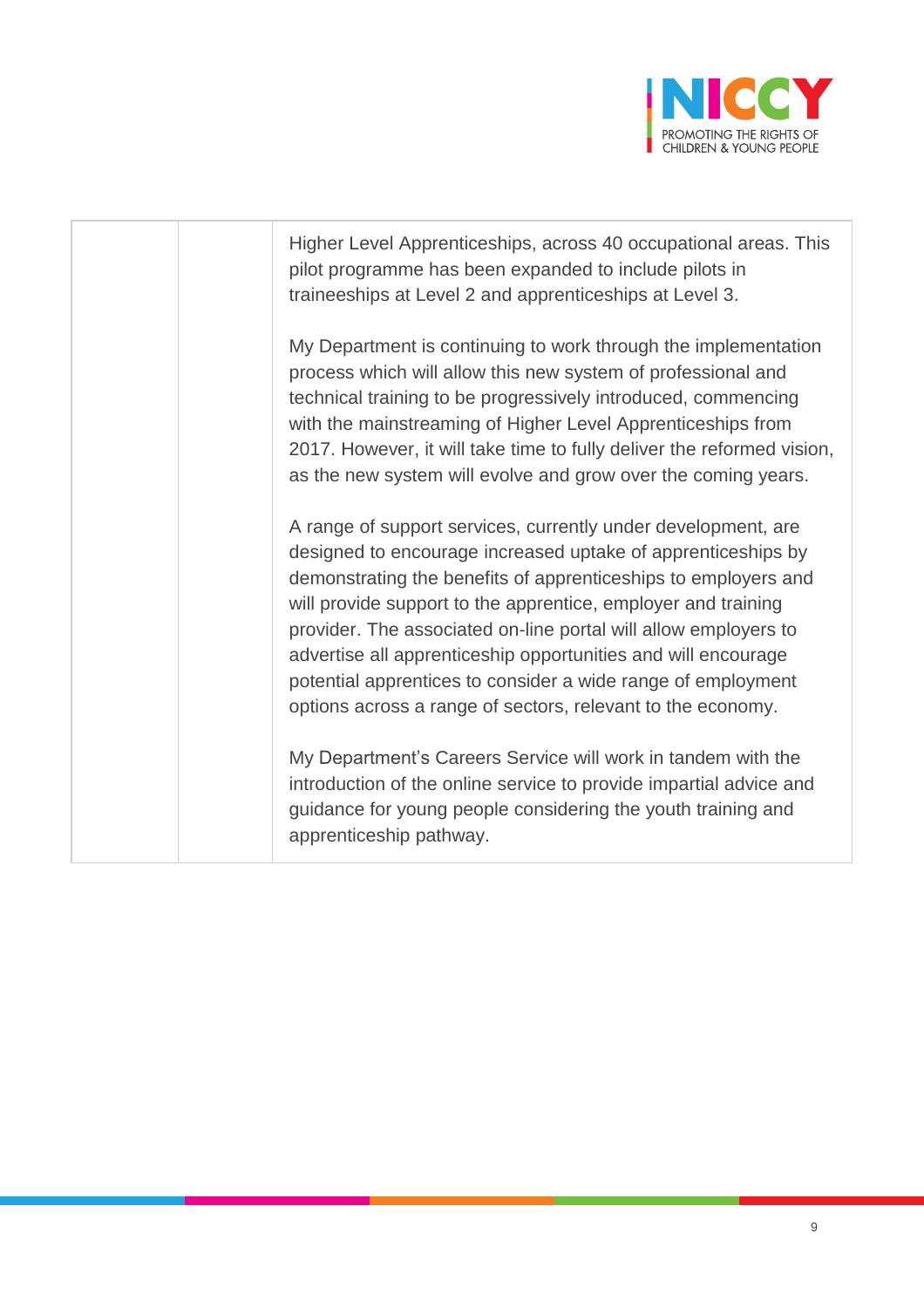|  |  | Higher Level Apprenticeships, across 40 occupational areas. This pilot programme has been expanded to include pilots in traineeships at Level 2 and apprenticeships at Level 3.<br><br>My Department is continuing to work through the implementation process which will allow this new system of professional and technical training to be progressively introduced, commencing with the mainstreaming of Higher Level Apprenticeships from 2017. However, it will take time to fully deliver the reformed vision, as the new system will evolve and grow over the coming years.<br><br>A range of support services, currently under development, are designed to encourage increased uptake of apprenticeships by demonstrating the benefits of apprenticeships to employers and will provide support to the apprentice, employer and training provider. The associated on-line portal will allow employers to advertise all apprenticeship opportunities and will encourage potential apprentices to consider a wide range of employment options across a range of sectors, relevant to the economy.<br><br>My Department's Careers Service will work in tandem with the introduction of the online service to provide impartial advice and guidance for young people considering the youth training and apprenticeship pathway. |
|---|---|---|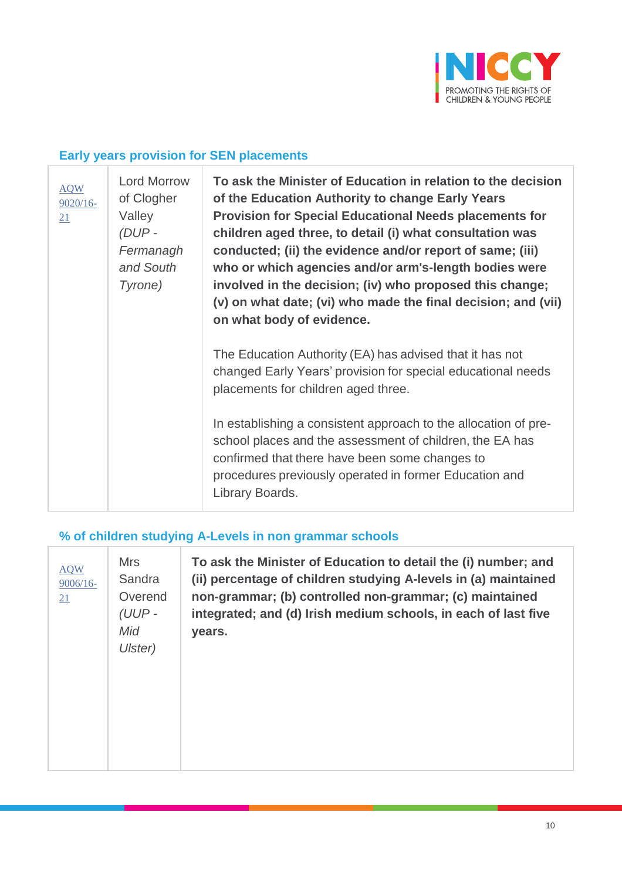### Early years provision for SEN placements

| | | |
|---|---|---|
| AQW 9020/16-21 | Lord Morrow of Clogher Valley *(DUP - Fermanagh and South Tyrone)* | **To ask the Minister of Education in relation to the decision of the Education Authority to change Early Years Provision for Special Educational Needs placements for children aged three, to detail (i) what consultation was conducted; (ii) the evidence and/or report of same; (iii) who or which agencies and/or arm's-length bodies were involved in the decision; (iv) who proposed this change; (v) on what date; (vi) who made the final decision; and (vii) on what body of evidence.**<br><br>The Education Authority (EA) has advised that it has not changed Early Years' provision for special educational needs placements for children aged three.<br><br>In establishing a consistent approach to the allocation of pre-school places and the assessment of children, the EA has confirmed that there have been some changes to procedures previously operated in former Education and Library Boards. |

### % of children studying A-Levels in non grammar schools

| | | |
|---|---|---|
| AQW 9006/16-21 | Mrs Sandra Overend *(UUP - Mid Ulster)* | **To ask the Minister of Education to detail the (i) number; and (ii) percentage of children studying A-levels in (a) maintained non-grammar; (b) controlled non-grammar; (c) maintained integrated; and (d) Irish medium schools, in each of last five years.** |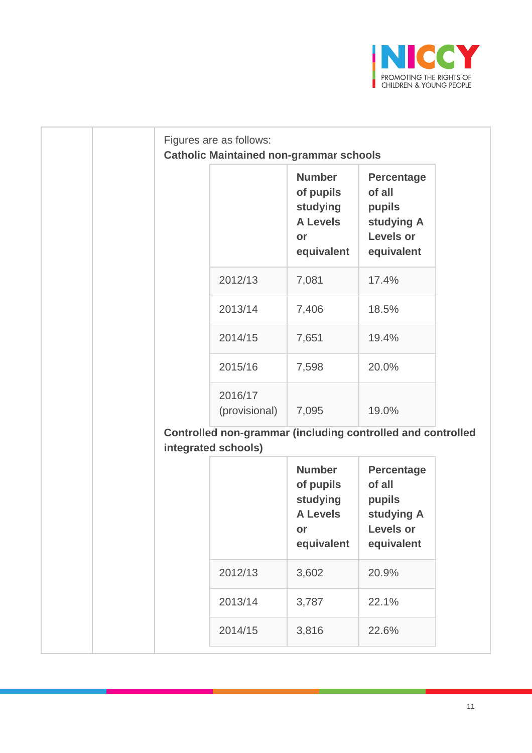Figures are as follows:

**Catholic Maintained non-grammar schools**

| | Number of pupils studying A Levels or equivalent | Percentage of all pupils studying A Levels or equivalent |
|---|---|---|
| 2012/13 | 7,081 | 17.4% |
| 2013/14 | 7,406 | 18.5% |
| 2014/15 | 7,651 | 19.4% |
| 2015/16 | 7,598 | 20.0% |
| 2016/17 (provisional) | 7,095 | 19.0% |

**Controlled non-grammar (including controlled and controlled integrated schools)**

| | Number of pupils studying A Levels or equivalent | Percentage of all pupils studying A Levels or equivalent |
|---|---|---|
| 2012/13 | 3,602 | 20.9% |
| 2013/14 | 3,787 | 22.1% |
| 2014/15 | 3,816 | 22.6% |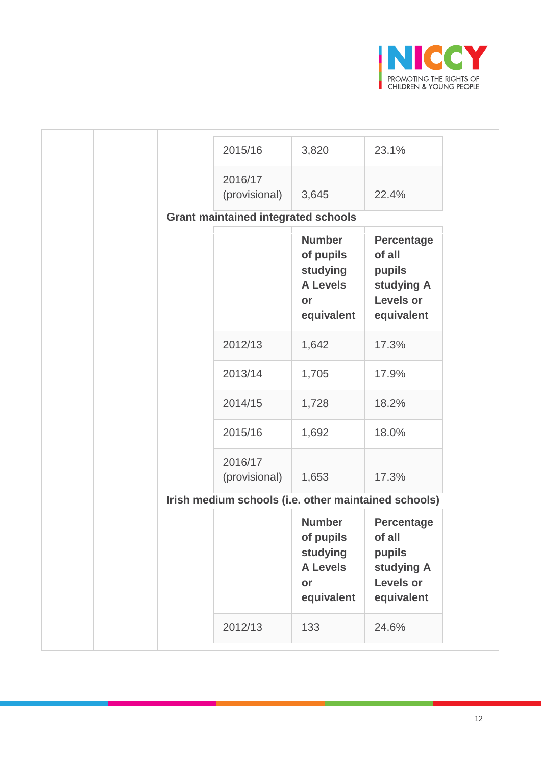| | | |
|---|---|---|
| 2015/16 | 3,820 | 23.1% |
| 2016/17 (provisional) | 3,645 | 22.4% |

**Grant maintained integrated schools**

| | Number of pupils studying A Levels or equivalent | Percentage of all pupils studying A Levels or equivalent |
|---|---|---|
| 2012/13 | 1,642 | 17.3% |
| 2013/14 | 1,705 | 17.9% |
| 2014/15 | 1,728 | 18.2% |
| 2015/16 | 1,692 | 18.0% |
| 2016/17 (provisional) | 1,653 | 17.3% |

**Irish medium schools (i.e. other maintained schools)**

| | Number of pupils studying A Levels or equivalent | Percentage of all pupils studying A Levels or equivalent |
|---|---|---|
| 2012/13 | 133 | 24.6% |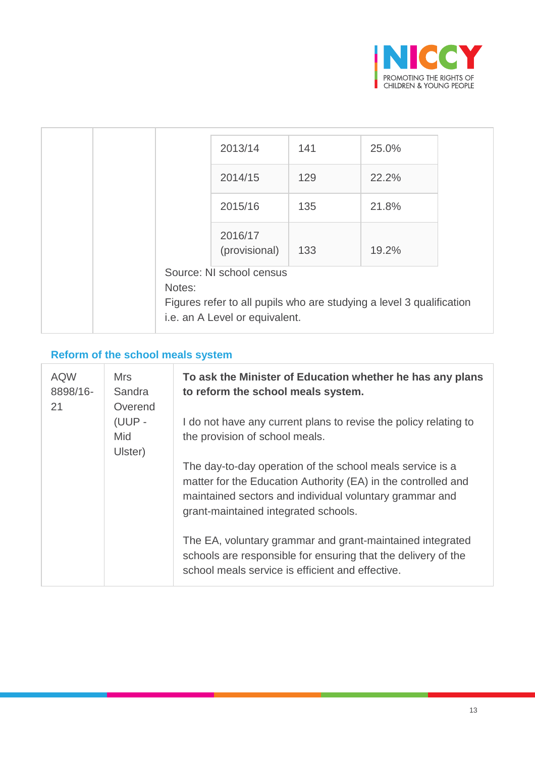| | | |
|---|---|---|
| 2013/14 | 141 | 25.0% |
| 2014/15 | 129 | 22.2% |
| 2015/16 | 135 | 21.8% |
| 2016/17 (provisional) | 133 | 19.2% |

Source: NI school census

Notes:

Figures refer to all pupils who are studying a level 3 qualification i.e. an A Level or equivalent.

## Reform of the school meals system

| | | |
|---|---|---|
| AQW 8898/16-21 | Mrs Sandra Overend (UUP - Mid Ulster) | **To ask the Minister of Education whether he has any plans to reform the school meals system.**<br><br>I do not have any current plans to revise the policy relating to the provision of school meals.<br><br>The day-to-day operation of the school meals service is a matter for the Education Authority (EA) in the controlled and maintained sectors and individual voluntary grammar and grant-maintained integrated schools.<br><br>The EA, voluntary grammar and grant-maintained integrated schools are responsible for ensuring that the delivery of the school meals service is efficient and effective. |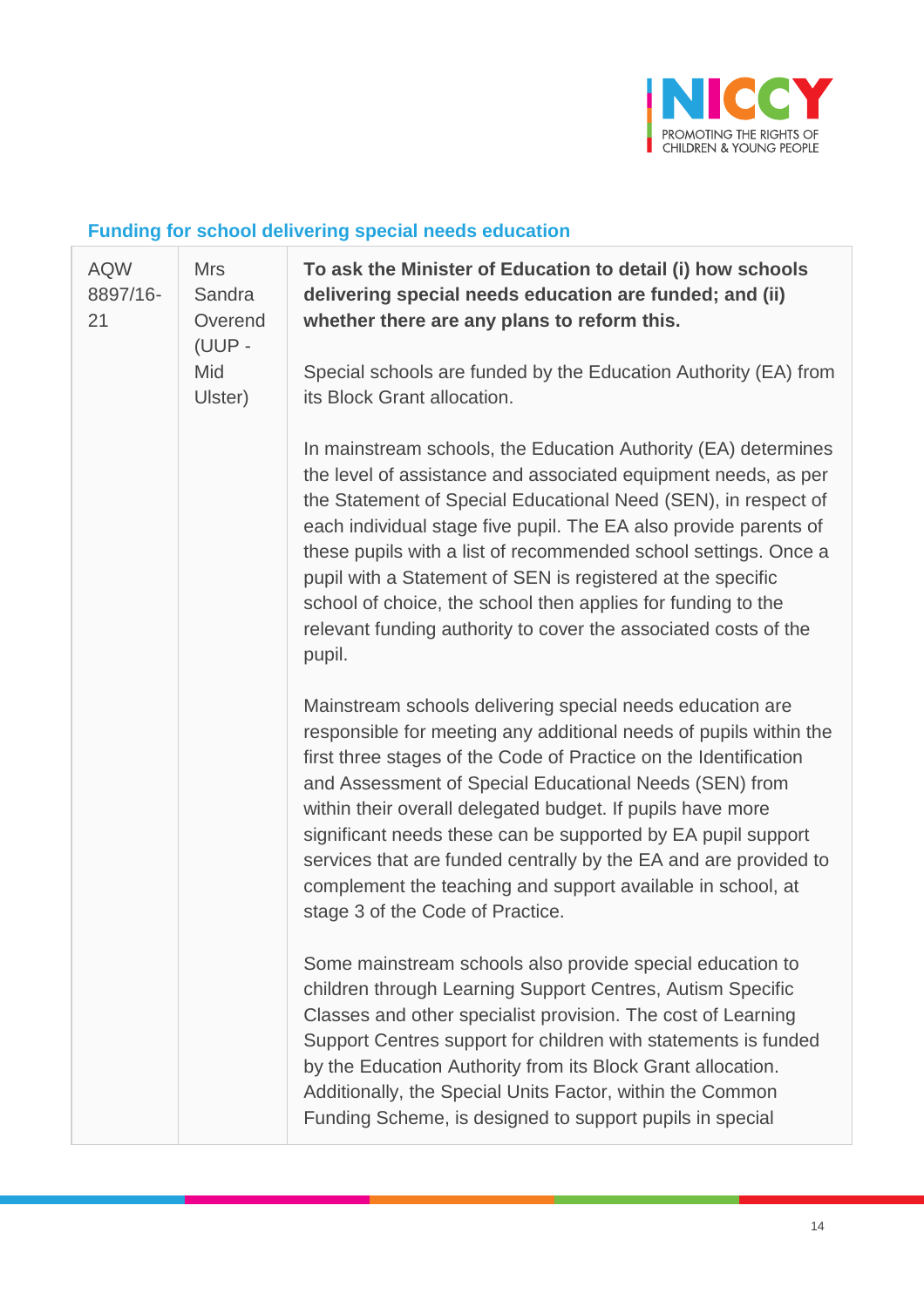### Funding for school delivering special needs education

| | | |
|---|---|---|
| AQW 8897/16-21 | Mrs Sandra Overend (UUP - Mid Ulster) | **To ask the Minister of Education to detail (i) how schools delivering special needs education are funded; and (ii) whether there are any plans to reform this.**<br><br>Special schools are funded by the Education Authority (EA) from its Block Grant allocation.<br><br>In mainstream schools, the Education Authority (EA) determines the level of assistance and associated equipment needs, as per the Statement of Special Educational Need (SEN), in respect of each individual stage five pupil. The EA also provide parents of these pupils with a list of recommended school settings. Once a pupil with a Statement of SEN is registered at the specific school of choice, the school then applies for funding to the relevant funding authority to cover the associated costs of the pupil.<br><br>Mainstream schools delivering special needs education are responsible for meeting any additional needs of pupils within the first three stages of the Code of Practice on the Identification and Assessment of Special Educational Needs (SEN) from within their overall delegated budget. If pupils have more significant needs these can be supported by EA pupil support services that are funded centrally by the EA and are provided to complement the teaching and support available in school, at stage 3 of the Code of Practice.<br><br>Some mainstream schools also provide special education to children through Learning Support Centres, Autism Specific Classes and other specialist provision. The cost of Learning Support Centres support for children with statements is funded by the Education Authority from its Block Grant allocation. Additionally, the Special Units Factor, within the Common Funding Scheme, is designed to support pupils in special |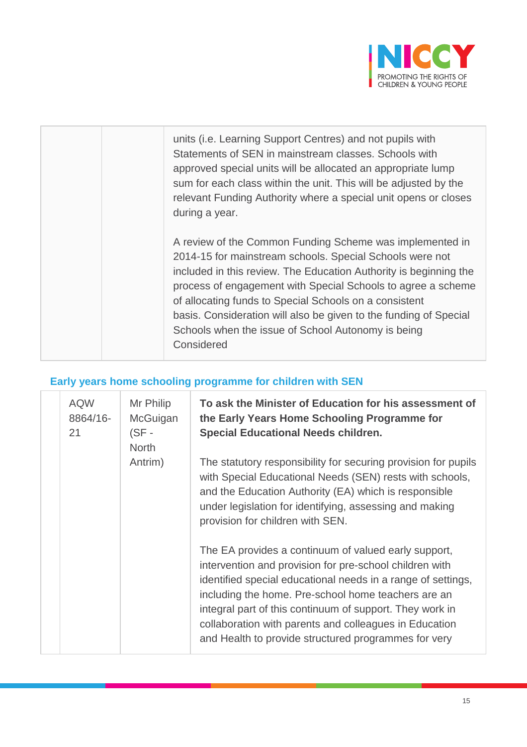| | | |
|---|---|---|
| | | units (i.e. Learning Support Centres) and not pupils with Statements of SEN in mainstream classes. Schools with approved special units will be allocated an appropriate lump sum for each class within the unit. This will be adjusted by the relevant Funding Authority where a special unit opens or closes during a year.<br><br>A review of the Common Funding Scheme was implemented in 2014-15 for mainstream schools. Special Schools were not included in this review. The Education Authority is beginning the process of engagement with Special Schools to agree a scheme of allocating funds to Special Schools on a consistent basis. Consideration will also be given to the funding of Special Schools when the issue of School Autonomy is being Considered |

### Early years home schooling programme for children with SEN

| | | | |
|---|---|---|---|
| | AQW 8864/16-21 | Mr Philip McGuigan (SF - North Antrim) | **To ask the Minister of Education for his assessment of the Early Years Home Schooling Programme for Special Educational Needs children.**<br><br>The statutory responsibility for securing provision for pupils with Special Educational Needs (SEN) rests with schools, and the Education Authority (EA) which is responsible under legislation for identifying, assessing and making provision for children with SEN.<br><br>The EA provides a continuum of valued early support, intervention and provision for pre-school children with identified special educational needs in a range of settings, including the home. Pre-school home teachers are an integral part of this continuum of support. They work in collaboration with parents and colleagues in Education and Health to provide structured programmes for very |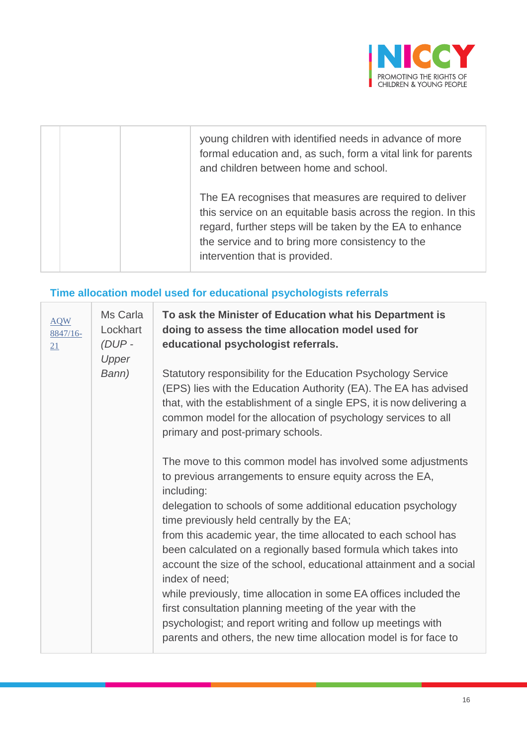| | | | young children with identified needs in advance of more formal education and, as such, form a vital link for parents and children between home and school.<br><br>The EA recognises that measures are required to deliver this service on an equitable basis across the region. In this regard, further steps will be taken by the EA to enhance the service and to bring more consistency to the intervention that is provided. |
|---|---|---|---|

### Time allocation model used for educational psychologists referrals

| | | |
|---|---|---|
| AQW 8847/16-21 | Ms Carla Lockhart *(DUP - Upper Bann)* | **To ask the Minister of Education what his Department is doing to assess the time allocation model used for educational psychologist referrals.**<br><br>Statutory responsibility for the Education Psychology Service (EPS) lies with the Education Authority (EA). The EA has advised that, with the establishment of a single EPS, it is now delivering a common model for the allocation of psychology services to all primary and post-primary schools.<br><br>The move to this common model has involved some adjustments to previous arrangements to ensure equity across the EA, including:<br>delegation to schools of some additional education psychology time previously held centrally by the EA;<br>from this academic year, the time allocated to each school has been calculated on a regionally based formula which takes into account the size of the school, educational attainment and a social index of need;<br>while previously, time allocation in some EA offices included the first consultation planning meeting of the year with the psychologist; and report writing and follow up meetings with parents and others, the new time allocation model is for face to |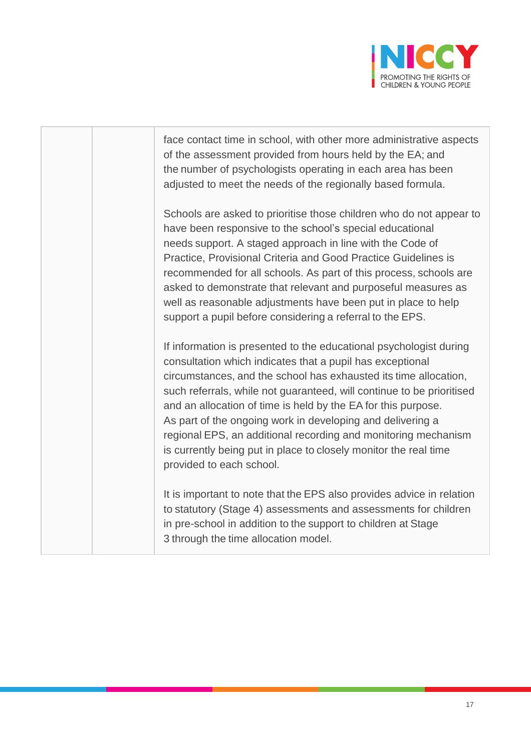|  |  | face contact time in school, with other more administrative aspects of the assessment provided from hours held by the EA; and the number of psychologists operating in each area has been adjusted to meet the needs of the regionally based formula.<br><br>Schools are asked to prioritise those children who do not appear to have been responsive to the school's special educational needs support. A staged approach in line with the Code of Practice, Provisional Criteria and Good Practice Guidelines is recommended for all schools. As part of this process, schools are asked to demonstrate that relevant and purposeful measures as well as reasonable adjustments have been put in place to help support a pupil before considering a referral to the EPS.<br><br>If information is presented to the educational psychologist during consultation which indicates that a pupil has exceptional circumstances, and the school has exhausted its time allocation, such referrals, while not guaranteed, will continue to be prioritised and an allocation of time is held by the EA for this purpose. As part of the ongoing work in developing and delivering a regional EPS, an additional recording and monitoring mechanism is currently being put in place to closely monitor the real time provided to each school.<br><br>It is important to note that the EPS also provides advice in relation to statutory (Stage 4) assessments and assessments for children in pre-school in addition to the support to children at Stage 3 through the time allocation model. |
|---|---|---|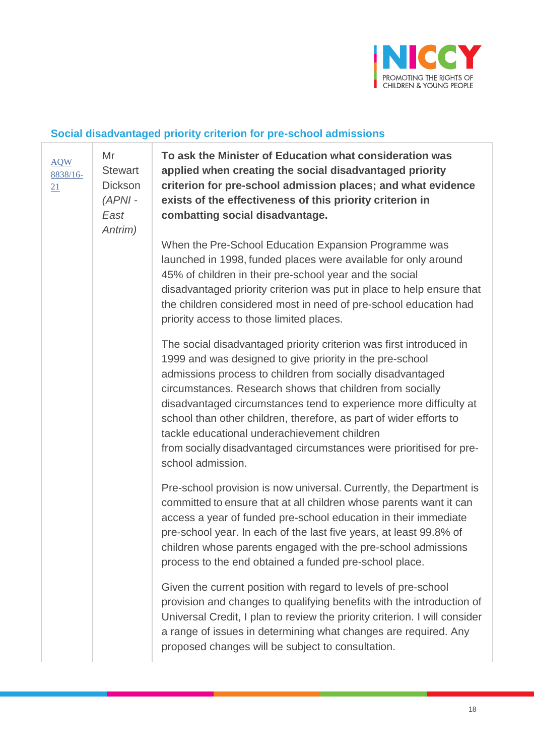## Social disadvantaged priority criterion for pre-school admissions

| | | |
|---|---|---|
| AQW 8838/16-21 | Mr Stewart Dickson *(APNI - East Antrim)* | **To ask the Minister of Education what consideration was applied when creating the social disadvantaged priority criterion for pre-school admission places; and what evidence exists of the effectiveness of this priority criterion in combatting social disadvantage.**<br><br>When the Pre-School Education Expansion Programme was launched in 1998, funded places were available for only around 45% of children in their pre-school year and the social disadvantaged priority criterion was put in place to help ensure that the children considered most in need of pre-school education had priority access to those limited places.<br><br>The social disadvantaged priority criterion was first introduced in 1999 and was designed to give priority in the pre-school admissions process to children from socially disadvantaged circumstances. Research shows that children from socially disadvantaged circumstances tend to experience more difficulty at school than other children, therefore, as part of wider efforts to tackle educational underachievement children from socially disadvantaged circumstances were prioritised for pre-school admission.<br><br>Pre-school provision is now universal. Currently, the Department is committed to ensure that at all children whose parents want it can access a year of funded pre-school education in their immediate pre-school year. In each of the last five years, at least 99.8% of children whose parents engaged with the pre-school admissions process to the end obtained a funded pre-school place.<br><br>Given the current position with regard to levels of pre-school provision and changes to qualifying benefits with the introduction of Universal Credit, I plan to review the priority criterion. I will consider a range of issues in determining what changes are required. Any proposed changes will be subject to consultation. |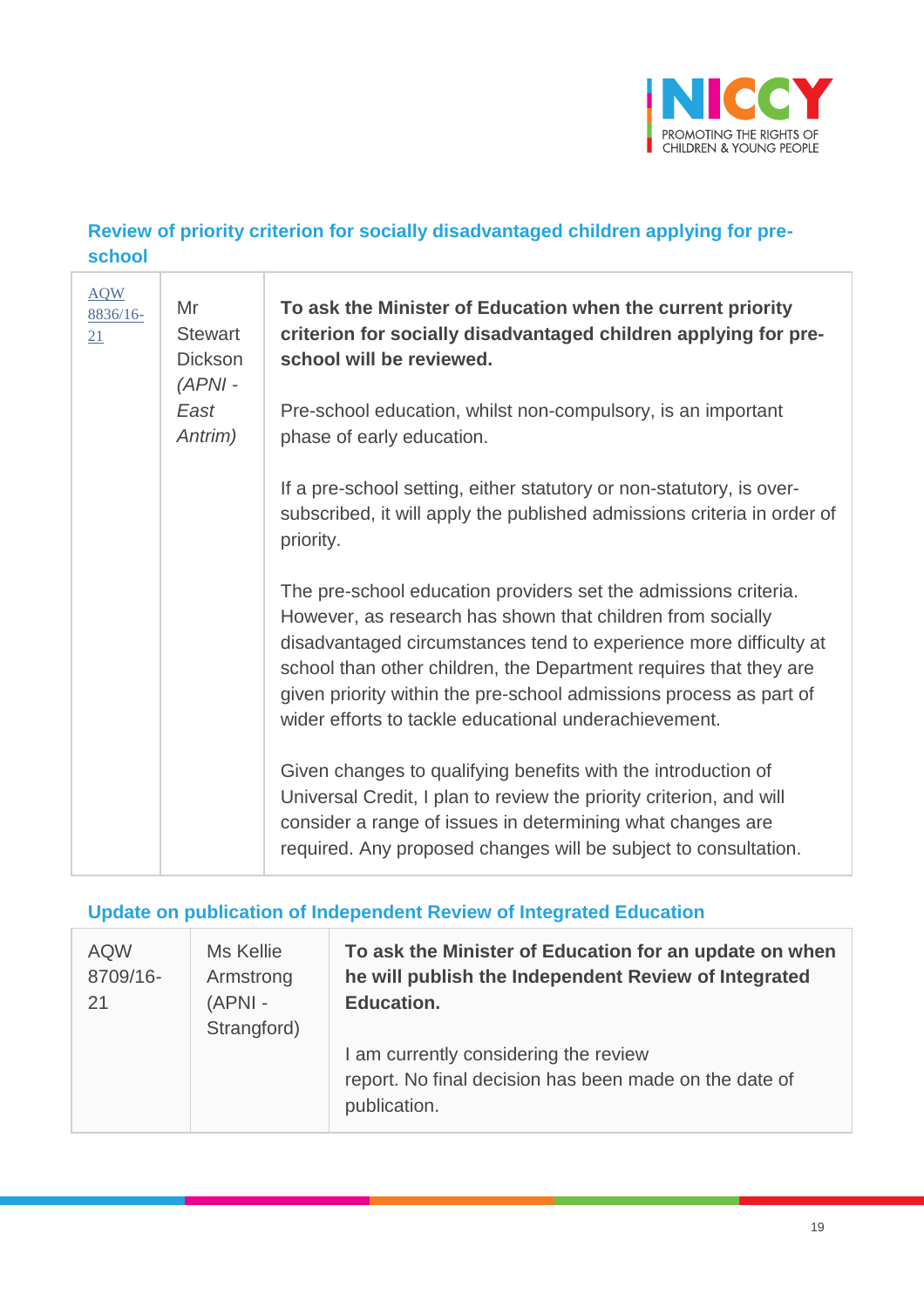## Review of priority criterion for socially disadvantaged children applying for pre-school

| | | |
|---|---|---|
| AQW 8836/16-21 | Mr Stewart Dickson *(APNI - East Antrim)* | **To ask the Minister of Education when the current priority criterion for socially disadvantaged children applying for pre-school will be reviewed.**<br><br>Pre-school education, whilst non-compulsory, is an important phase of early education.<br><br>If a pre-school setting, either statutory or non-statutory, is over-subscribed, it will apply the published admissions criteria in order of priority.<br><br>The pre-school education providers set the admissions criteria. However, as research has shown that children from socially disadvantaged circumstances tend to experience more difficulty at school than other children, the Department requires that they are given priority within the pre-school admissions process as part of wider efforts to tackle educational underachievement.<br><br>Given changes to qualifying benefits with the introduction of Universal Credit, I plan to review the priority criterion, and will consider a range of issues in determining what changes are required. Any proposed changes will be subject to consultation. |

## Update on publication of Independent Review of Integrated Education

| | | |
|---|---|---|
| AQW 8709/16-21 | Ms Kellie Armstrong (APNI - Strangford) | **To ask the Minister of Education for an update on when he will publish the Independent Review of Integrated Education.**<br><br>I am currently considering the review report. No final decision has been made on the date of publication. |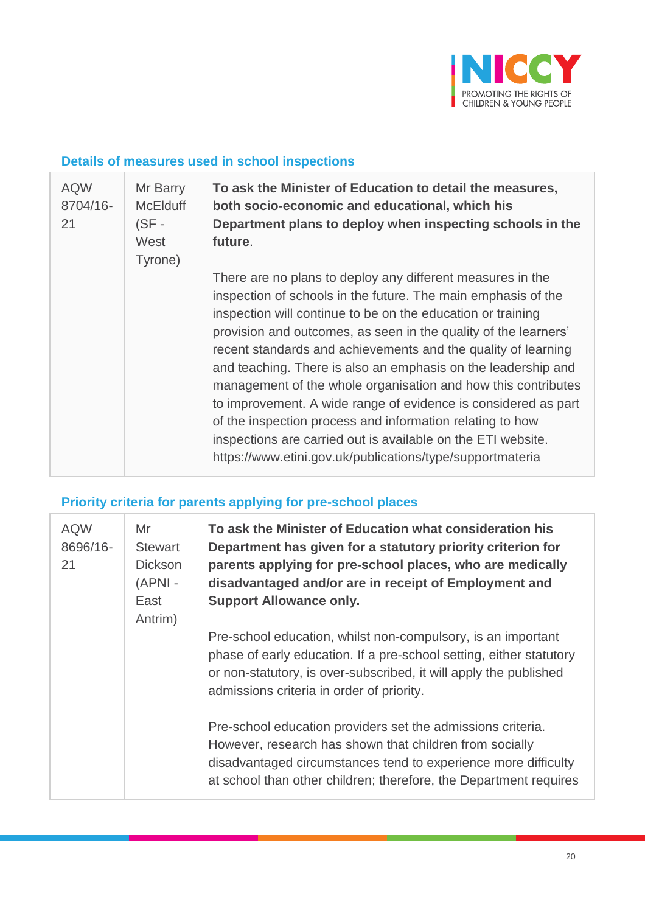### Details of measures used in school inspections

| | | |
|---|---|---|
| AQW 8704/16-21 | Mr Barry McElduff (SF - West Tyrone) | **To ask the Minister of Education to detail the measures, both socio-economic and educational, which his Department plans to deploy when inspecting schools in the future**.<br><br>There are no plans to deploy any different measures in the inspection of schools in the future. The main emphasis of the inspection will continue to be on the education or training provision and outcomes, as seen in the quality of the learners' recent standards and achievements and the quality of learning and teaching. There is also an emphasis on the leadership and management of the whole organisation and how this contributes to improvement. A wide range of evidence is considered as part of the inspection process and information relating to how inspections are carried out is available on the ETI website. https://www.etini.gov.uk/publications/type/supportmateria |

### Priority criteria for parents applying for pre-school places

| | | |
|---|---|---|
| AQW 8696/16-21 | Mr Stewart Dickson (APNI - East Antrim) | **To ask the Minister of Education what consideration his Department has given for a statutory priority criterion for parents applying for pre-school places, who are medically disadvantaged and/or are in receipt of Employment and Support Allowance only.**<br><br>Pre-school education, whilst non-compulsory, is an important phase of early education. If a pre-school setting, either statutory or non-statutory, is over-subscribed, it will apply the published admissions criteria in order of priority.<br><br>Pre-school education providers set the admissions criteria. However, research has shown that children from socially disadvantaged circumstances tend to experience more difficulty at school than other children; therefore, the Department requires |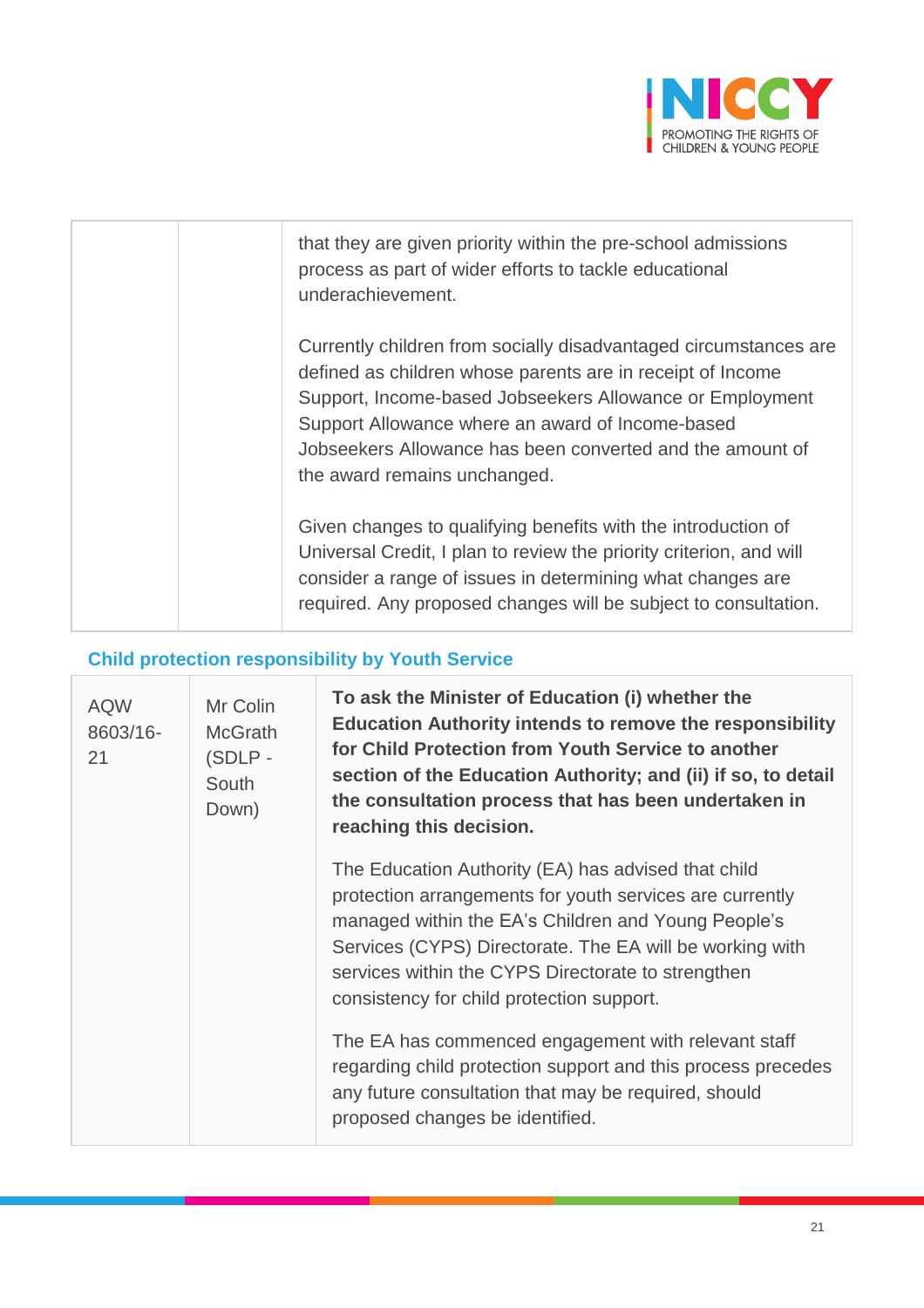| | | |
|---|---|---|
| | | that they are given priority within the pre-school admissions process as part of wider efforts to tackle educational underachievement.<br><br>Currently children from socially disadvantaged circumstances are defined as children whose parents are in receipt of Income Support, Income-based Jobseekers Allowance or Employment Support Allowance where an award of Income-based Jobseekers Allowance has been converted and the amount of the award remains unchanged.<br><br>Given changes to qualifying benefits with the introduction of Universal Credit, I plan to review the priority criterion, and will consider a range of issues in determining what changes are required. Any proposed changes will be subject to consultation. |

### Child protection responsibility by Youth Service

| | | |
|---|---|---|
| AQW 8603/16-21 | Mr Colin McGrath (SDLP - South Down) | **To ask the Minister of Education (i) whether the Education Authority intends to remove the responsibility for Child Protection from Youth Service to another section of the Education Authority; and (ii) if so, to detail the consultation process that has been undertaken in reaching this decision.**<br><br>The Education Authority (EA) has advised that child protection arrangements for youth services are currently managed within the EA's Children and Young People's Services (CYPS) Directorate. The EA will be working with services within the CYPS Directorate to strengthen consistency for child protection support.<br><br>The EA has commenced engagement with relevant staff regarding child protection support and this process precedes any future consultation that may be required, should proposed changes be identified. |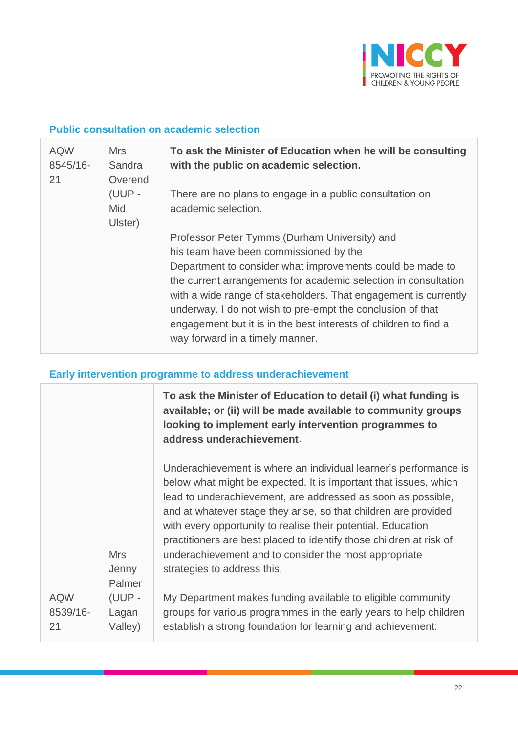### Public consultation on academic selection

| | | |
|---|---|---|
| AQW 8545/16-21 | Mrs Sandra Overend (UUP - Mid Ulster) | **To ask the Minister of Education when he will be consulting with the public on academic selection.**<br><br>There are no plans to engage in a public consultation on academic selection.<br><br>Professor Peter Tymms (Durham University) and his team have been commissioned by the Department to consider what improvements could be made to the current arrangements for academic selection in consultation with a wide range of stakeholders. That engagement is currently underway. I do not wish to pre-empt the conclusion of that engagement but it is in the best interests of children to find a way forward in a timely manner. |

### Early intervention programme to address underachievement

| | | |
|---|---|---|
| AQW 8539/16-21 | Mrs Jenny Palmer (UUP - Lagan Valley) | **To ask the Minister of Education to detail (i) what funding is available; or (ii) will be made available to community groups looking to implement early intervention programmes to address underachievement**.<br><br>Underachievement is where an individual learner's performance is below what might be expected. It is important that issues, which lead to underachievement, are addressed as soon as possible, and at whatever stage they arise, so that children are provided with every opportunity to realise their potential. Education practitioners are best placed to identify those children at risk of underachievement and to consider the most appropriate strategies to address this.<br><br>My Department makes funding available to eligible community groups for various programmes in the early years to help children establish a strong foundation for learning and achievement: |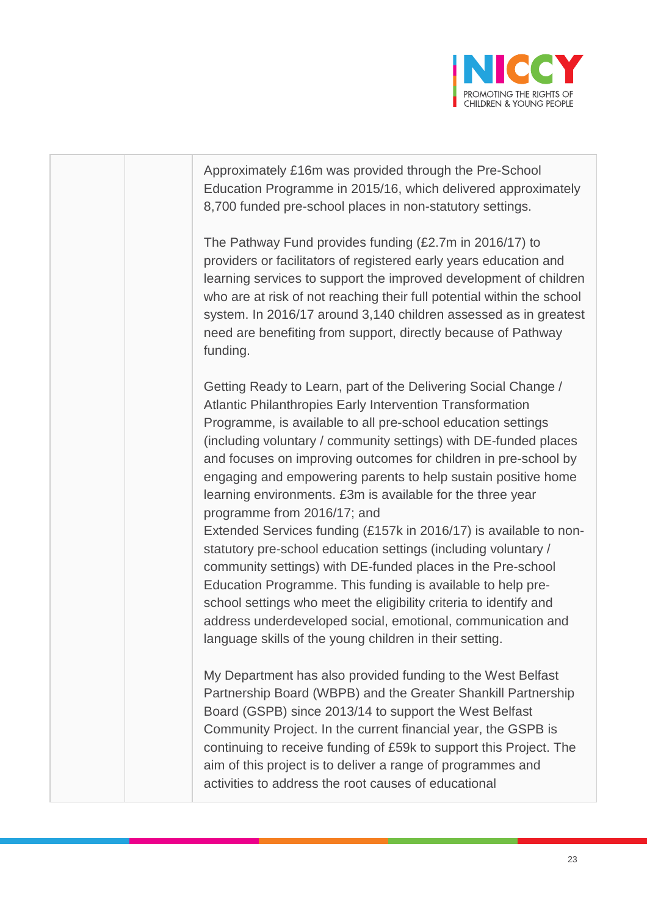| | | |
|---|---|---|
| | | Approximately £16m was provided through the Pre-School Education Programme in 2015/16, which delivered approximately 8,700 funded pre-school places in non-statutory settings.<br><br>The Pathway Fund provides funding (£2.7m in 2016/17) to providers or facilitators of registered early years education and learning services to support the improved development of children who are at risk of not reaching their full potential within the school system. In 2016/17 around 3,140 children assessed as in greatest need are benefiting from support, directly because of Pathway funding.<br><br>Getting Ready to Learn, part of the Delivering Social Change / Atlantic Philanthropies Early Intervention Transformation Programme, is available to all pre-school education settings (including voluntary / community settings) with DE-funded places and focuses on improving outcomes for children in pre-school by engaging and empowering parents to help sustain positive home learning environments. £3m is available for the three year programme from 2016/17; and<br>Extended Services funding (£157k in 2016/17) is available to non-statutory pre-school education settings (including voluntary / community settings) with DE-funded places in the Pre-school Education Programme. This funding is available to help pre-school settings who meet the eligibility criteria to identify and address underdeveloped social, emotional, communication and language skills of the young children in their setting.<br><br>My Department has also provided funding to the West Belfast Partnership Board (WBPB) and the Greater Shankill Partnership Board (GSPB) since 2013/14 to support the West Belfast Community Project. In the current financial year, the GSPB is continuing to receive funding of £59k to support this Project. The aim of this project is to deliver a range of programmes and activities to address the root causes of educational |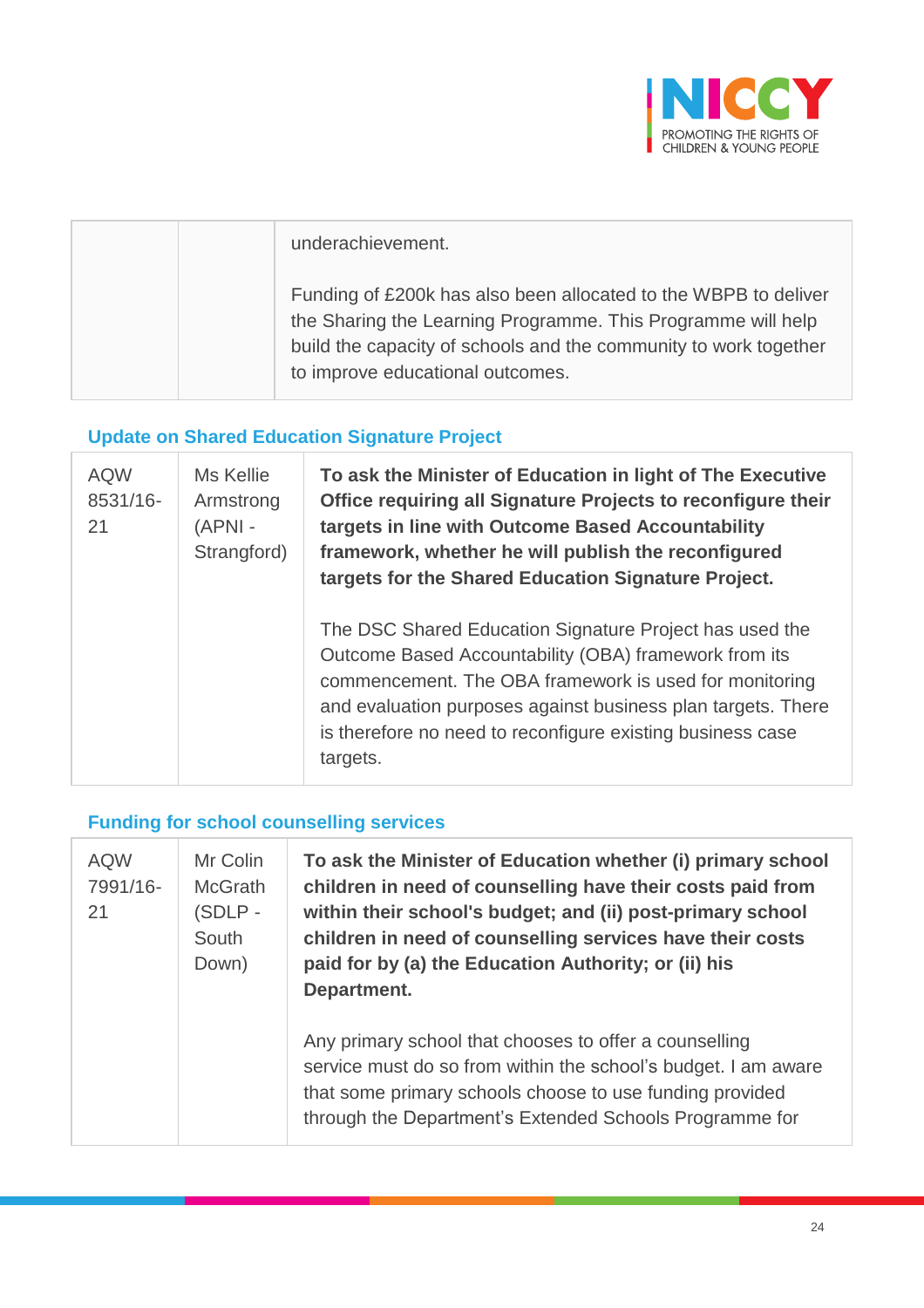| | | |
|---|---|---|
| | | underachievement.<br><br>Funding of £200k has also been allocated to the WBPB to deliver the Sharing the Learning Programme. This Programme will help build the capacity of schools and the community to work together to improve educational outcomes. |

### Update on Shared Education Signature Project

| | | |
|---|---|---|
| AQW 8531/16-21 | Ms Kellie Armstrong (APNI - Strangford) | **To ask the Minister of Education in light of The Executive Office requiring all Signature Projects to reconfigure their targets in line with Outcome Based Accountability framework, whether he will publish the reconfigured targets for the Shared Education Signature Project.**<br><br>The DSC Shared Education Signature Project has used the Outcome Based Accountability (OBA) framework from its commencement. The OBA framework is used for monitoring and evaluation purposes against business plan targets. There is therefore no need to reconfigure existing business case targets. |

### Funding for school counselling services

| | | |
|---|---|---|
| AQW 7991/16-21 | Mr Colin McGrath (SDLP - South Down) | **To ask the Minister of Education whether (i) primary school children in need of counselling have their costs paid from within their school's budget; and (ii) post-primary school children in need of counselling services have their costs paid for by (a) the Education Authority; or (ii) his Department.**<br><br>Any primary school that chooses to offer a counselling service must do so from within the school's budget. I am aware that some primary schools choose to use funding provided through the Department's Extended Schools Programme for |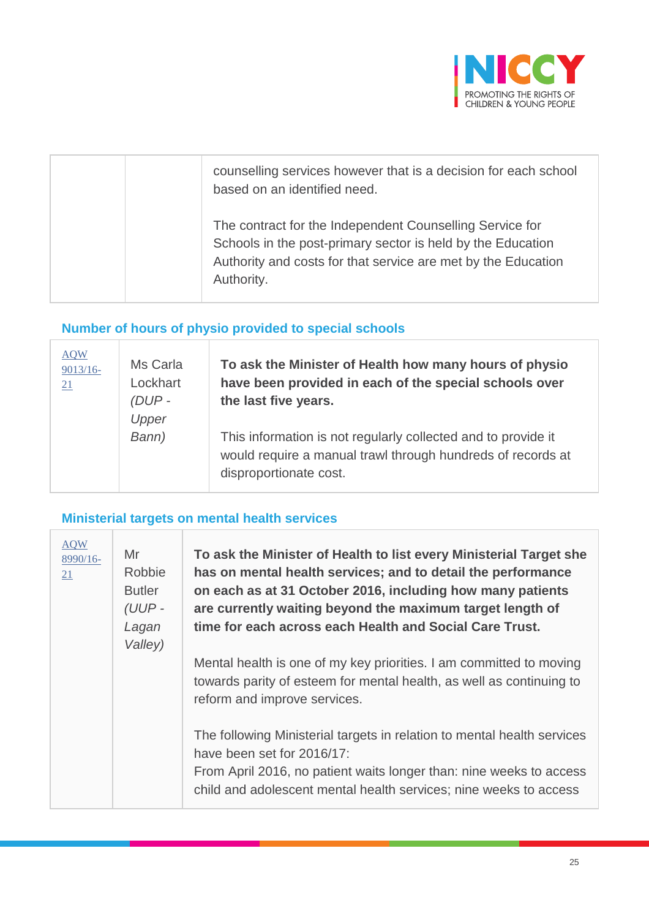| | | counselling services however that is a decision for each school based on an identified need.<br><br>The contract for the Independent Counselling Service for Schools in the post-primary sector is held by the Education Authority and costs for that service are met by the Education Authority. |
|---|---|---|

### Number of hours of physio provided to special schools

| AQW 9013/16-21 | Ms Carla Lockhart *(DUP - Upper Bann)* | **To ask the Minister of Health how many hours of physio have been provided in each of the special schools over the last five years.**<br><br>This information is not regularly collected and to provide it would require a manual trawl through hundreds of records at disproportionate cost. |
|---|---|---|

### Ministerial targets on mental health services

| AQW 8990/16-21 | Mr Robbie Butler *(UUP - Lagan Valley)* | **To ask the Minister of Health to list every Ministerial Target she has on mental health services; and to detail the performance on each as at 31 October 2016, including how many patients are currently waiting beyond the maximum target length of time for each across each Health and Social Care Trust.**<br><br>Mental health is one of my key priorities. I am committed to moving towards parity of esteem for mental health, as well as continuing to reform and improve services.<br><br>The following Ministerial targets in relation to mental health services have been set for 2016/17:<br>From April 2016, no patient waits longer than: nine weeks to access child and adolescent mental health services; nine weeks to access |
|---|---|---|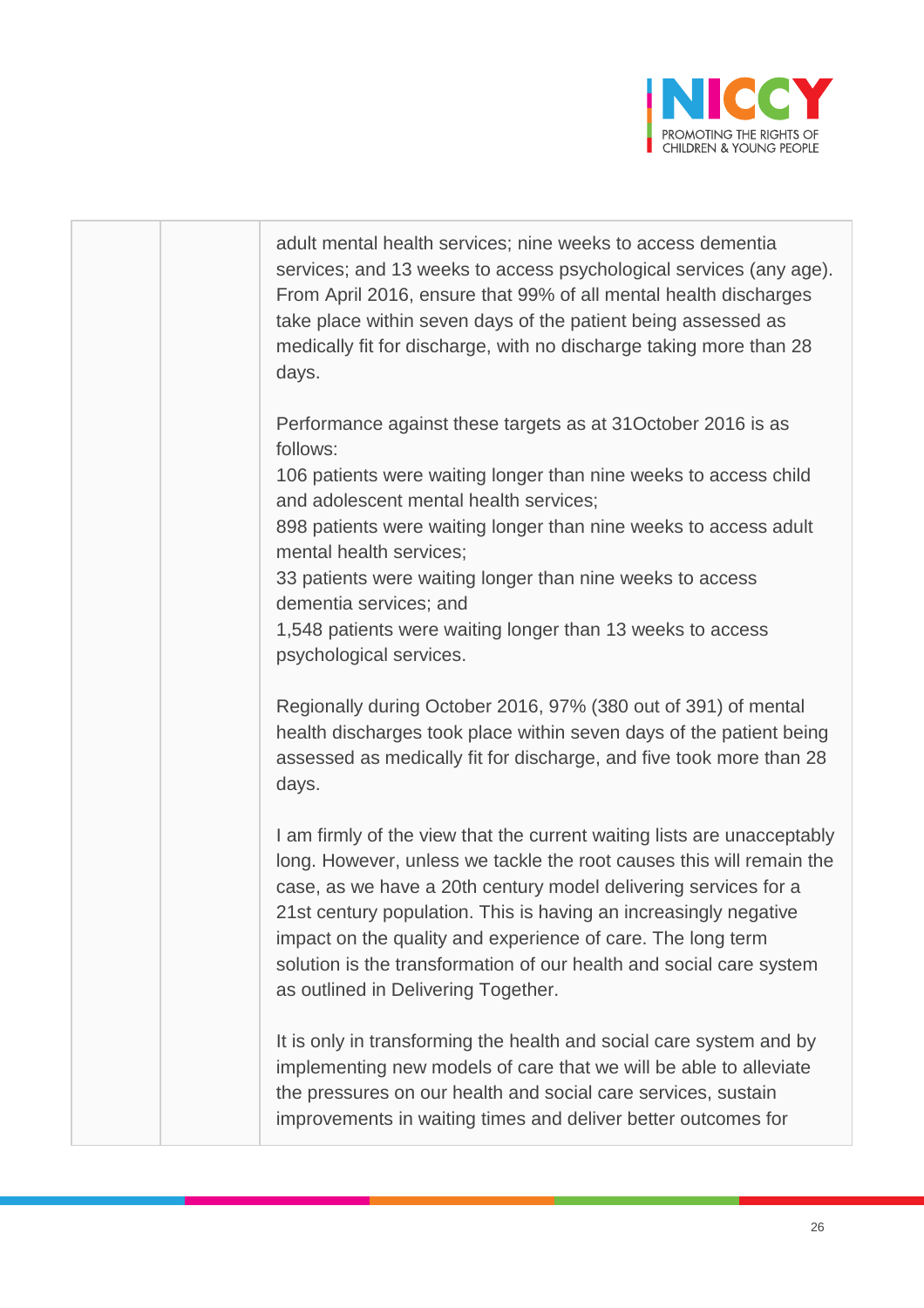| | | |
|---|---|---|
| | | adult mental health services; nine weeks to access dementia services; and 13 weeks to access psychological services (any age). From April 2016, ensure that 99% of all mental health discharges take place within seven days of the patient being assessed as medically fit for discharge, with no discharge taking more than 28 days.<br><br>Performance against these targets as at 31October 2016 is as follows:<br>106 patients were waiting longer than nine weeks to access child and adolescent mental health services;<br>898 patients were waiting longer than nine weeks to access adult mental health services;<br>33 patients were waiting longer than nine weeks to access dementia services; and<br>1,548 patients were waiting longer than 13 weeks to access psychological services.<br><br>Regionally during October 2016, 97% (380 out of 391) of mental health discharges took place within seven days of the patient being assessed as medically fit for discharge, and five took more than 28 days.<br><br>I am firmly of the view that the current waiting lists are unacceptably long. However, unless we tackle the root causes this will remain the case, as we have a 20th century model delivering services for a 21st century population. This is having an increasingly negative impact on the quality and experience of care. The long term solution is the transformation of our health and social care system as outlined in Delivering Together.<br><br>It is only in transforming the health and social care system and by implementing new models of care that we will be able to alleviate the pressures on our health and social care services, sustain improvements in waiting times and deliver better outcomes for |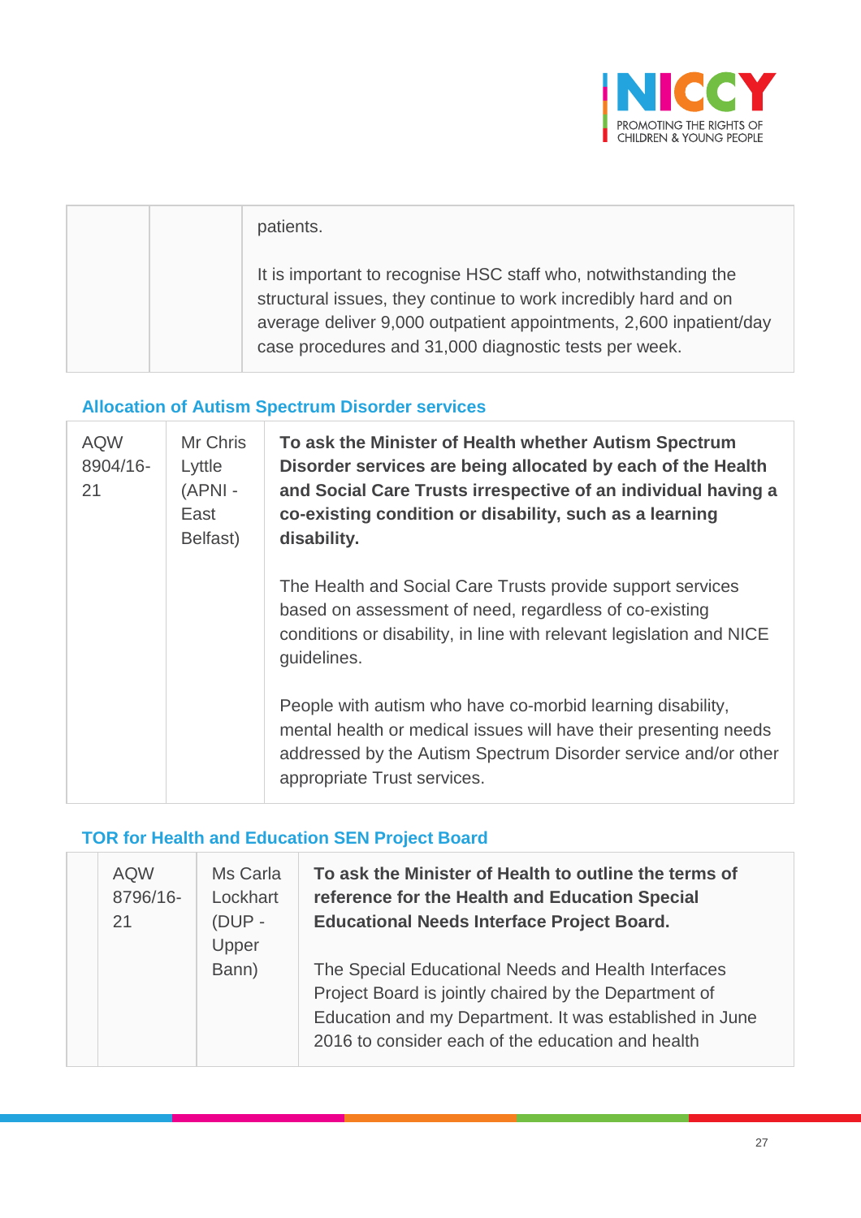| | | |
|---|---|---|
| | | patients.<br><br>It is important to recognise HSC staff who, notwithstanding the structural issues, they continue to work incredibly hard and on average deliver 9,000 outpatient appointments, 2,600 inpatient/day case procedures and 31,000 diagnostic tests per week. |

### Allocation of Autism Spectrum Disorder services

| | | |
|---|---|---|
| AQW 8904/16-21 | Mr Chris Lyttle (APNI - East Belfast) | **To ask the Minister of Health whether Autism Spectrum Disorder services are being allocated by each of the Health and Social Care Trusts irrespective of an individual having a co-existing condition or disability, such as a learning disability.**<br><br>The Health and Social Care Trusts provide support services based on assessment of need, regardless of co-existing conditions or disability, in line with relevant legislation and NICE guidelines.<br><br>People with autism who have co-morbid learning disability, mental health or medical issues will have their presenting needs addressed by the Autism Spectrum Disorder service and/or other appropriate Trust services. |

### TOR for Health and Education SEN Project Board

| | | | |
|---|---|---|---|
| | AQW 8796/16-21 | Ms Carla Lockhart (DUP - Upper Bann) | **To ask the Minister of Health to outline the terms of reference for the Health and Education Special Educational Needs Interface Project Board.**<br><br>The Special Educational Needs and Health Interfaces Project Board is jointly chaired by the Department of Education and my Department. It was established in June 2016 to consider each of the education and health |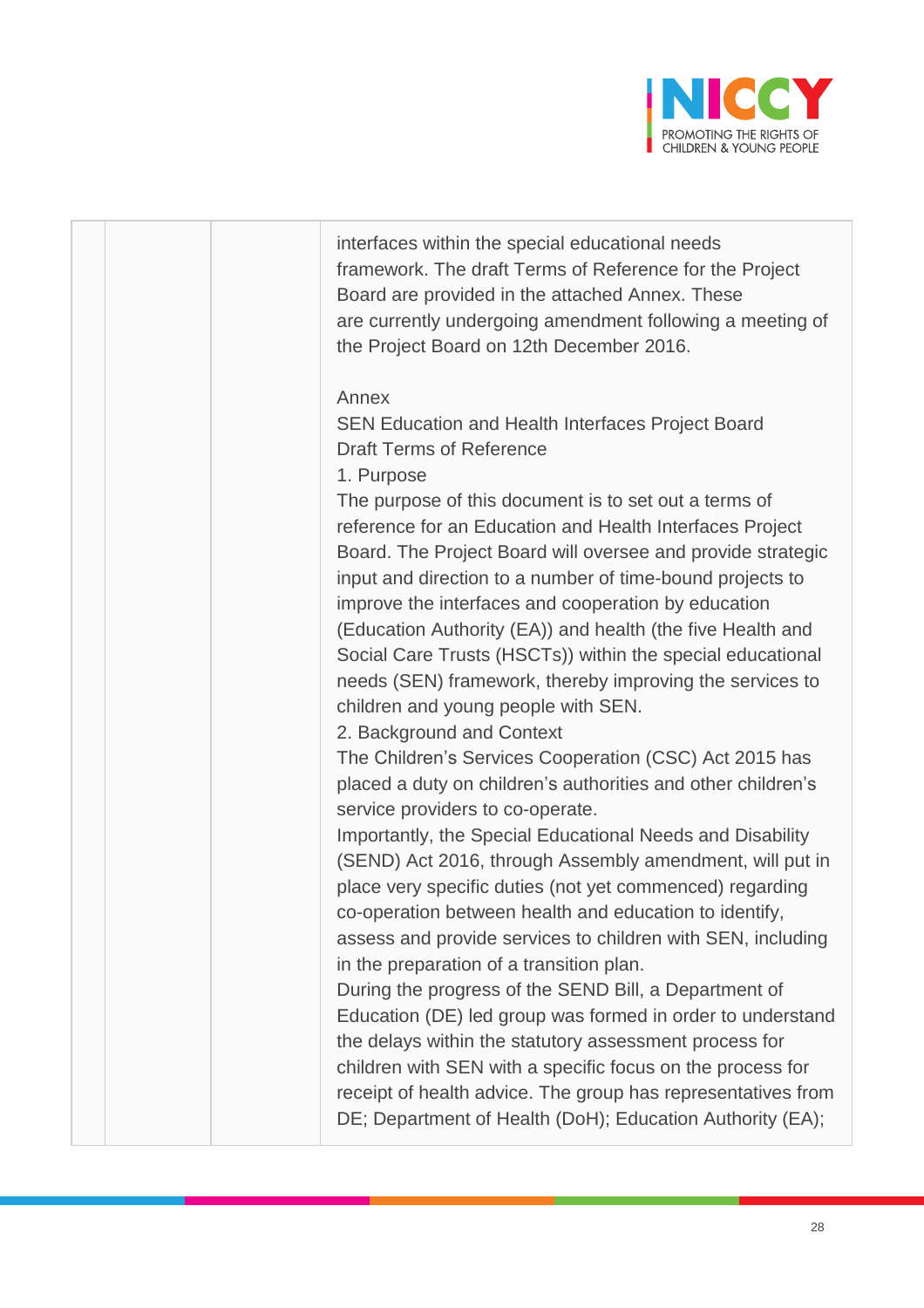| | | | interfaces within the special educational needs framework. The draft Terms of Reference for the Project Board are provided in the attached Annex. These are currently undergoing amendment following a meeting of the Project Board on 12th December 2016.<br><br>Annex<br>SEN Education and Health Interfaces Project Board<br>Draft Terms of Reference<br>1. Purpose<br>The purpose of this document is to set out a terms of reference for an Education and Health Interfaces Project Board. The Project Board will oversee and provide strategic input and direction to a number of time-bound projects to improve the interfaces and cooperation by education (Education Authority (EA)) and health (the five Health and Social Care Trusts (HSCTs)) within the special educational needs (SEN) framework, thereby improving the services to children and young people with SEN.<br>2. Background and Context<br>The Children's Services Cooperation (CSC) Act 2015 has placed a duty on children's authorities and other children's service providers to co-operate.<br>Importantly, the Special Educational Needs and Disability (SEND) Act 2016, through Assembly amendment, will put in place very specific duties (not yet commenced) regarding co-operation between health and education to identify, assess and provide services to children with SEN, including in the preparation of a transition plan.<br>During the progress of the SEND Bill, a Department of Education (DE) led group was formed in order to understand the delays within the statutory assessment process for children with SEN with a specific focus on the process for receipt of health advice. The group has representatives from DE; Department of Health (DoH); Education Authority (EA); |
|---|---|---|---|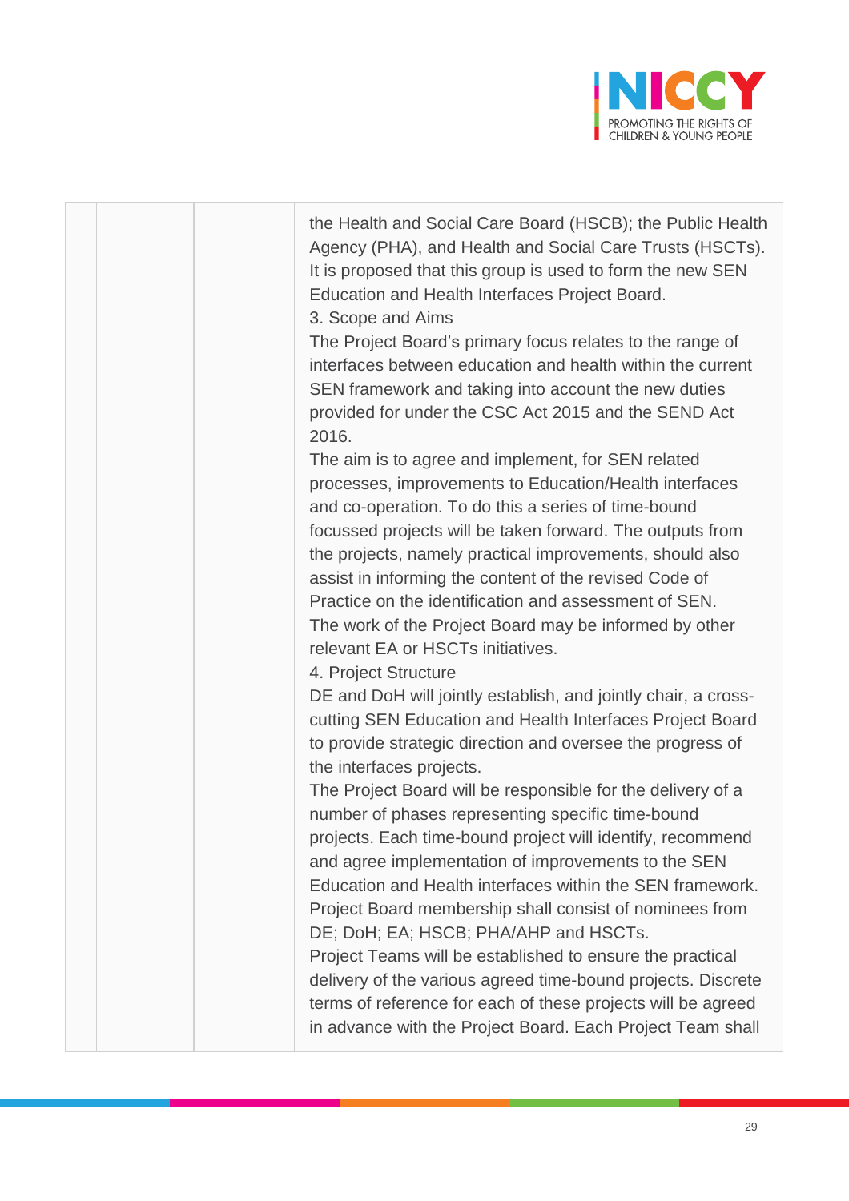| | | | |
|---|---|---|---|
| | | | the Health and Social Care Board (HSCB); the Public Health Agency (PHA), and Health and Social Care Trusts (HSCTs). It is proposed that this group is used to form the new SEN Education and Health Interfaces Project Board.<br>3. Scope and Aims<br>The Project Board's primary focus relates to the range of interfaces between education and health within the current SEN framework and taking into account the new duties provided for under the CSC Act 2015 and the SEND Act 2016.<br>The aim is to agree and implement, for SEN related processes, improvements to Education/Health interfaces and co-operation. To do this a series of time-bound focussed projects will be taken forward. The outputs from the projects, namely practical improvements, should also assist in informing the content of the revised Code of Practice on the identification and assessment of SEN.<br>The work of the Project Board may be informed by other relevant EA or HSCTs initiatives.<br>4. Project Structure<br>DE and DoH will jointly establish, and jointly chair, a cross-cutting SEN Education and Health Interfaces Project Board to provide strategic direction and oversee the progress of the interfaces projects.<br>The Project Board will be responsible for the delivery of a number of phases representing specific time-bound projects. Each time-bound project will identify, recommend and agree implementation of improvements to the SEN Education and Health interfaces within the SEN framework.<br>Project Board membership shall consist of nominees from DE; DoH; EA; HSCB; PHA/AHP and HSCTs.<br>Project Teams will be established to ensure the practical delivery of the various agreed time-bound projects. Discrete terms of reference for each of these projects will be agreed in advance with the Project Board. Each Project Team shall |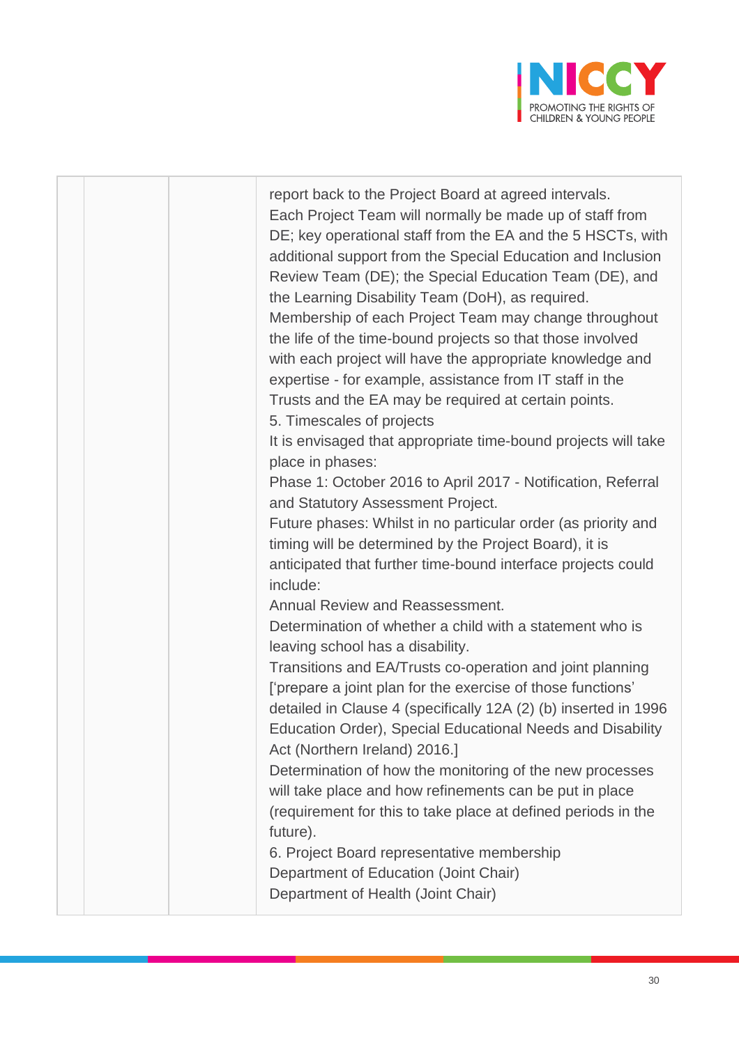| | | | |
|---|---|---|---|
| | | | report back to the Project Board at agreed intervals.<br>Each Project Team will normally be made up of staff from DE; key operational staff from the EA and the 5 HSCTs, with additional support from the Special Education and Inclusion Review Team (DE); the Special Education Team (DE), and the Learning Disability Team (DoH), as required.<br>Membership of each Project Team may change throughout the life of the time-bound projects so that those involved with each project will have the appropriate knowledge and expertise - for example, assistance from IT staff in the Trusts and the EA may be required at certain points.<br>5. Timescales of projects<br>It is envisaged that appropriate time-bound projects will take place in phases:<br>Phase 1: October 2016 to April 2017 - Notification, Referral and Statutory Assessment Project.<br>Future phases: Whilst in no particular order (as priority and timing will be determined by the Project Board), it is anticipated that further time-bound interface projects could include:<br>Annual Review and Reassessment.<br>Determination of whether a child with a statement who is leaving school has a disability.<br>Transitions and EA/Trusts co-operation and joint planning ['prepare a joint plan for the exercise of those functions' detailed in Clause 4 (specifically 12A (2) (b) inserted in 1996 Education Order), Special Educational Needs and Disability Act (Northern Ireland) 2016.]<br>Determination of how the monitoring of the new processes will take place and how refinements can be put in place (requirement for this to take place at defined periods in the future).<br>6. Project Board representative membership<br>Department of Education (Joint Chair)<br>Department of Health (Joint Chair) |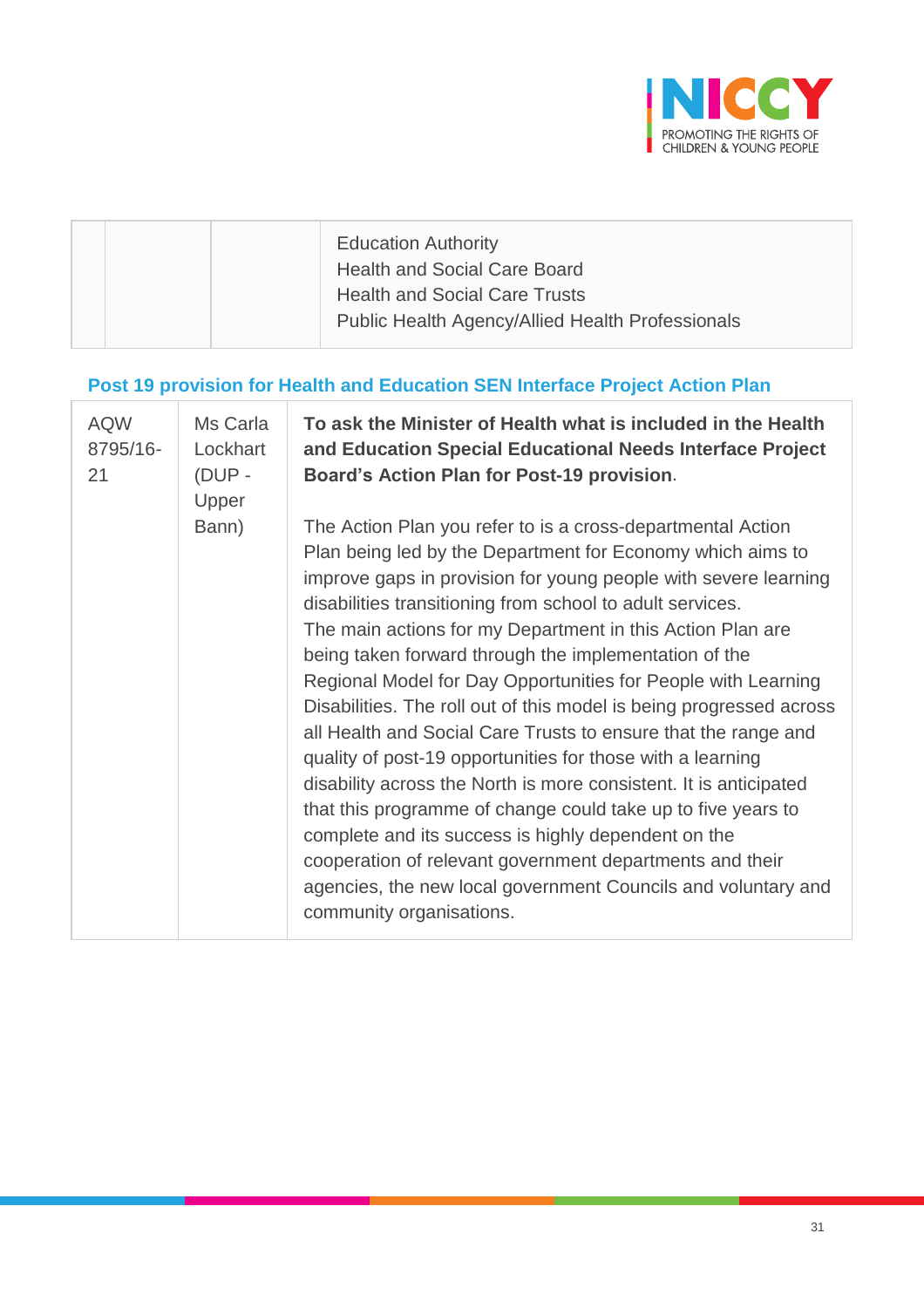| | | | |
|---|---|---|---|
| | | | Education Authority<br>Health and Social Care Board<br>Health and Social Care Trusts<br>Public Health Agency/Allied Health Professionals |

### Post 19 provision for Health and Education SEN Interface Project Action Plan

| | | |
|---|---|---|
| AQW 8795/16-21 | Ms Carla Lockhart (DUP - Upper Bann) | **To ask the Minister of Health what is included in the Health and Education Special Educational Needs Interface Project Board's Action Plan for Post-19 provision**.<br><br>The Action Plan you refer to is a cross-departmental Action Plan being led by the Department for Economy which aims to improve gaps in provision for young people with severe learning disabilities transitioning from school to adult services.<br>The main actions for my Department in this Action Plan are being taken forward through the implementation of the Regional Model for Day Opportunities for People with Learning Disabilities. The roll out of this model is being progressed across all Health and Social Care Trusts to ensure that the range and quality of post-19 opportunities for those with a learning disability across the North is more consistent. It is anticipated that this programme of change could take up to five years to complete and its success is highly dependent on the cooperation of relevant government departments and their agencies, the new local government Councils and voluntary and community organisations. |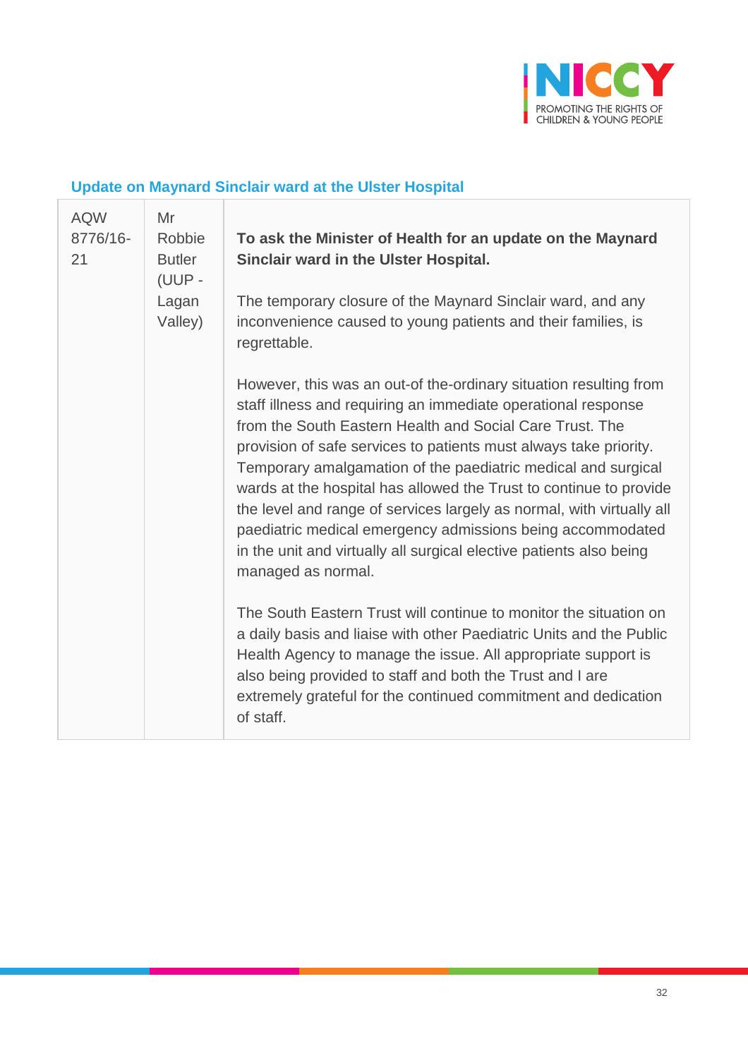### Update on Maynard Sinclair ward at the Ulster Hospital

| | | |
|---|---|---|
| AQW 8776/16-21 | Mr Robbie Butler (UUP - Lagan Valley) | **To ask the Minister of Health for an update on the Maynard Sinclair ward in the Ulster Hospital.**<br><br>The temporary closure of the Maynard Sinclair ward, and any inconvenience caused to young patients and their families, is regrettable.<br><br>However, this was an out-of the-ordinary situation resulting from staff illness and requiring an immediate operational response from the South Eastern Health and Social Care Trust. The provision of safe services to patients must always take priority. Temporary amalgamation of the paediatric medical and surgical wards at the hospital has allowed the Trust to continue to provide the level and range of services largely as normal, with virtually all paediatric medical emergency admissions being accommodated in the unit and virtually all surgical elective patients also being managed as normal.<br><br>The South Eastern Trust will continue to monitor the situation on a daily basis and liaise with other Paediatric Units and the Public Health Agency to manage the issue. All appropriate support is also being provided to staff and both the Trust and I are extremely grateful for the continued commitment and dedication of staff. |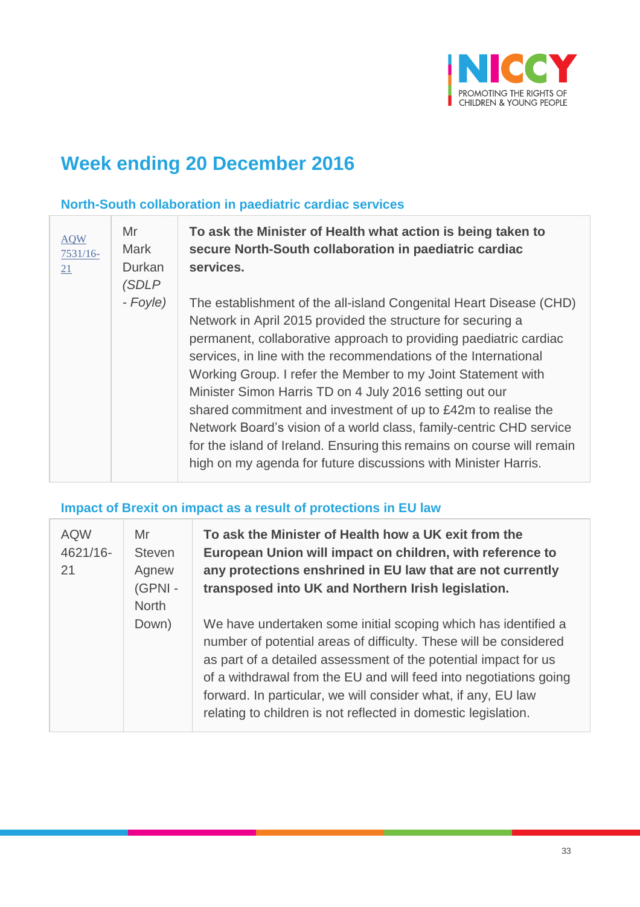## Week ending 20 December 2016

### North-South collaboration in paediatric cardiac services

| | | |
|---|---|---|
| AQW 7531/16-21 | Mr Mark Durkan *(SDLP - Foyle)* | **To ask the Minister of Health what action is being taken to secure North-South collaboration in paediatric cardiac services.**<br><br>The establishment of the all-island Congenital Heart Disease (CHD) Network in April 2015 provided the structure for securing a permanent, collaborative approach to providing paediatric cardiac services, in line with the recommendations of the International Working Group. I refer the Member to my Joint Statement with Minister Simon Harris TD on 4 July 2016 setting out our shared commitment and investment of up to £42m to realise the Network Board's vision of a world class, family-centric CHD service for the island of Ireland. Ensuring this remains on course will remain high on my agenda for future discussions with Minister Harris. |

### Impact of Brexit on impact as a result of protections in EU law

| | | |
|---|---|---|
| AQW 4621/16-21 | Mr Steven Agnew (GPNI - North Down) | **To ask the Minister of Health how a UK exit from the European Union will impact on children, with reference to any protections enshrined in EU law that are not currently transposed into UK and Northern Irish legislation.**<br><br>We have undertaken some initial scoping which has identified a number of potential areas of difficulty. These will be considered as part of a detailed assessment of the potential impact for us of a withdrawal from the EU and will feed into negotiations going forward. In particular, we will consider what, if any, EU law relating to children is not reflected in domestic legislation. |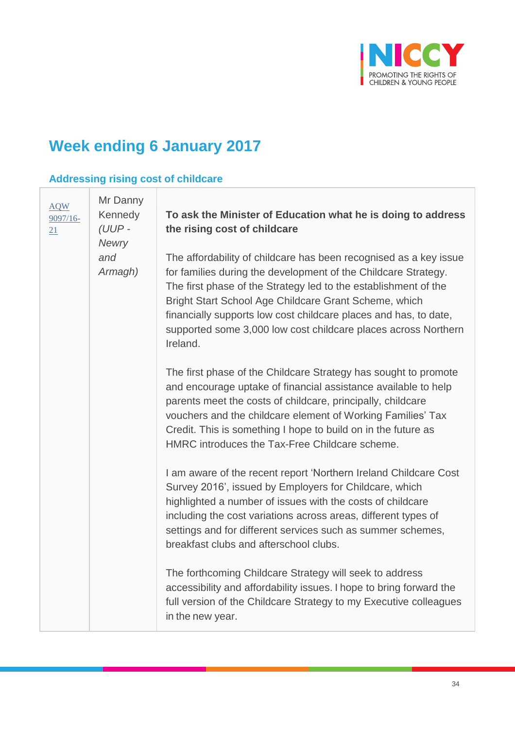## Week ending 6 January 2017

### Addressing rising cost of childcare

| | | |
|---|---|---|
| AQW 9097/16-21 | Mr Danny Kennedy *(UUP - Newry and Armagh)* | **To ask the Minister of Education what he is doing to address the rising cost of childcare**<br><br>The affordability of childcare has been recognised as a key issue for families during the development of the Childcare Strategy. The first phase of the Strategy led to the establishment of the Bright Start School Age Childcare Grant Scheme, which financially supports low cost childcare places and has, to date, supported some 3,000 low cost childcare places across Northern Ireland.<br><br>The first phase of the Childcare Strategy has sought to promote and encourage uptake of financial assistance available to help parents meet the costs of childcare, principally, childcare vouchers and the childcare element of Working Families' Tax Credit. This is something I hope to build on in the future as HMRC introduces the Tax-Free Childcare scheme.<br><br>I am aware of the recent report 'Northern Ireland Childcare Cost Survey 2016', issued by Employers for Childcare, which highlighted a number of issues with the costs of childcare including the cost variations across areas, different types of settings and for different services such as summer schemes, breakfast clubs and afterschool clubs.<br><br>The forthcoming Childcare Strategy will seek to address accessibility and affordability issues. I hope to bring forward the full version of the Childcare Strategy to my Executive colleagues in the new year. |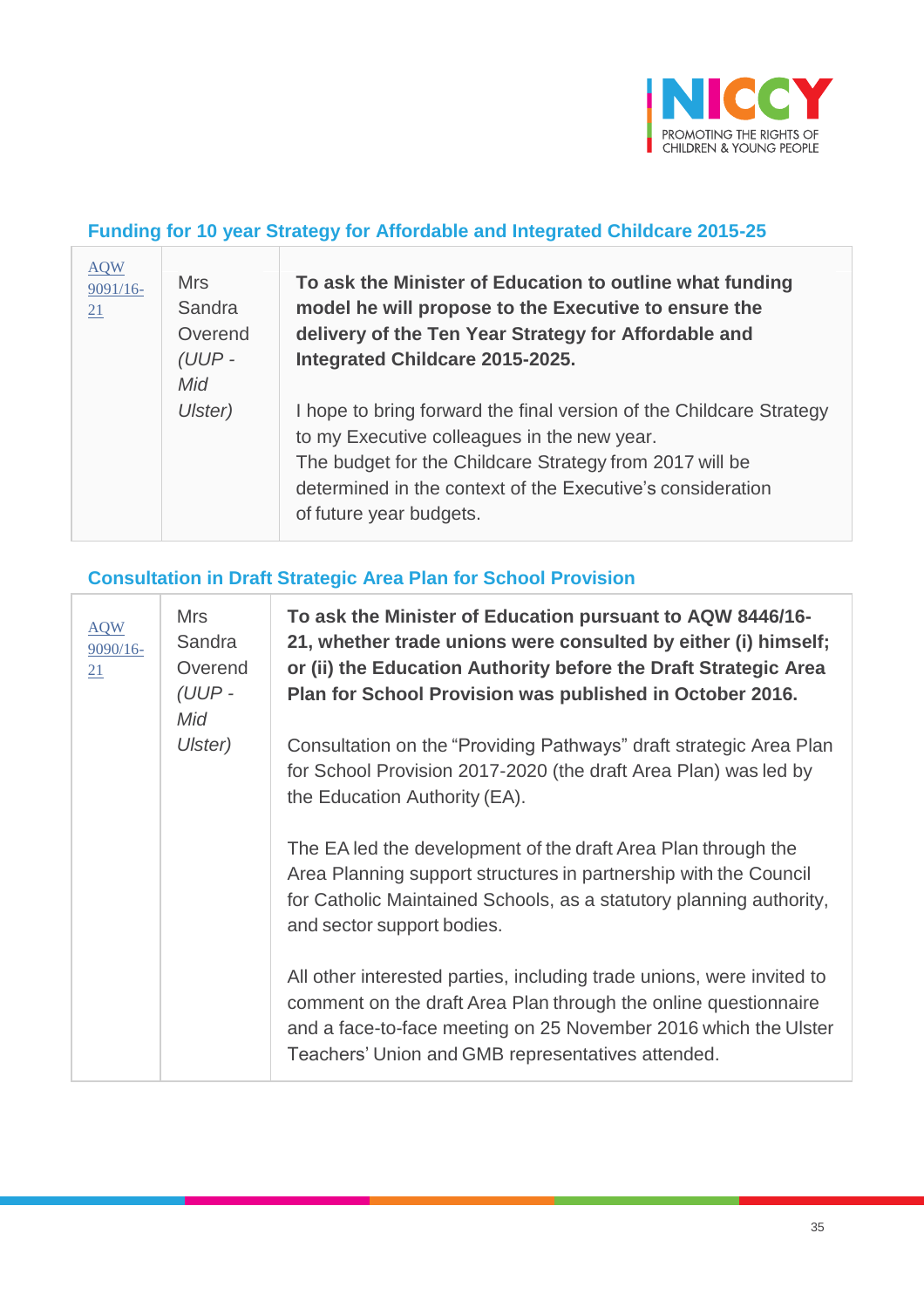### Funding for 10 year Strategy for Affordable and Integrated Childcare 2015-25

| | | |
|---|---|---|
| AQW 9091/16-21 | Mrs Sandra Overend *(UUP - Mid Ulster)* | **To ask the Minister of Education to outline what funding model he will propose to the Executive to ensure the delivery of the Ten Year Strategy for Affordable and Integrated Childcare 2015-2025.**<br><br>I hope to bring forward the final version of the Childcare Strategy to my Executive colleagues in the new year.<br>The budget for the Childcare Strategy from 2017 will be determined in the context of the Executive's consideration of future year budgets. |

### Consultation in Draft Strategic Area Plan for School Provision

| | | |
|---|---|---|
| AQW 9090/16-21 | Mrs Sandra Overend *(UUP - Mid Ulster)* | **To ask the Minister of Education pursuant to AQW 8446/16-21, whether trade unions were consulted by either (i) himself; or (ii) the Education Authority before the Draft Strategic Area Plan for School Provision was published in October 2016.**<br><br>Consultation on the "Providing Pathways" draft strategic Area Plan for School Provision 2017-2020 (the draft Area Plan) was led by the Education Authority (EA).<br><br>The EA led the development of the draft Area Plan through the Area Planning support structures in partnership with the Council for Catholic Maintained Schools, as a statutory planning authority, and sector support bodies.<br><br>All other interested parties, including trade unions, were invited to comment on the draft Area Plan through the online questionnaire and a face-to-face meeting on 25 November 2016 which the Ulster Teachers' Union and GMB representatives attended. |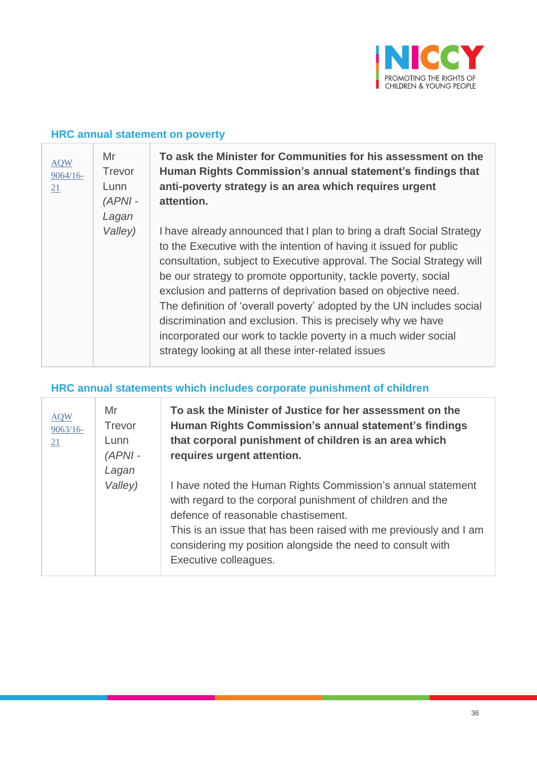### HRC annual statement on poverty

| | | |
|---|---|---|
| AQW 9064/16-21 | Mr Trevor Lunn *(APNI - Lagan Valley)* | **To ask the Minister for Communities for his assessment on the Human Rights Commission's annual statement's findings that anti-poverty strategy is an area which requires urgent attention.**<br><br>I have already announced that I plan to bring a draft Social Strategy to the Executive with the intention of having it issued for public consultation, subject to Executive approval. The Social Strategy will be our strategy to promote opportunity, tackle poverty, social exclusion and patterns of deprivation based on objective need. The definition of 'overall poverty' adopted by the UN includes social discrimination and exclusion. This is precisely why we have incorporated our work to tackle poverty in a much wider social strategy looking at all these inter-related issues |

### HRC annual statements which includes corporate punishment of children

| | | |
|---|---|---|
| AQW 9063/16-21 | Mr Trevor Lunn *(APNI - Lagan Valley)* | **To ask the Minister of Justice for her assessment on the Human Rights Commission's annual statement's findings that corporal punishment of children is an area which requires urgent attention.**<br><br>I have noted the Human Rights Commission's annual statement with regard to the corporal punishment of children and the defence of reasonable chastisement.<br>This is an issue that has been raised with me previously and I am considering my position alongside the need to consult with Executive colleagues. |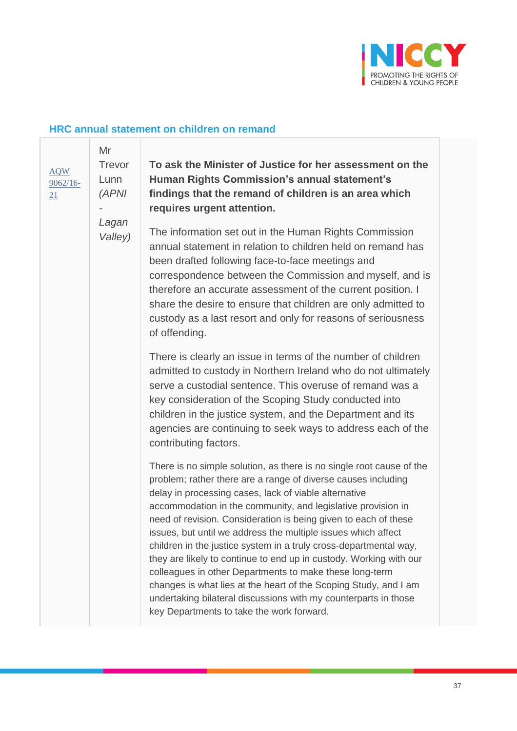## HRC annual statement on children on remand

| | | |
|---|---|---|
| AQW 9062/16-21 | Mr Trevor Lunn *(APNI - Lagan Valley)* | **To ask the Minister of Justice for her assessment on the Human Rights Commission's annual statement's findings that the remand of children is an area which requires urgent attention.**<br><br>The information set out in the Human Rights Commission annual statement in relation to children held on remand has been drafted following face-to-face meetings and correspondence between the Commission and myself, and is therefore an accurate assessment of the current position. I share the desire to ensure that children are only admitted to custody as a last resort and only for reasons of seriousness of offending.<br><br>There is clearly an issue in terms of the number of children admitted to custody in Northern Ireland who do not ultimately serve a custodial sentence. This overuse of remand was a key consideration of the Scoping Study conducted into children in the justice system, and the Department and its agencies are continuing to seek ways to address each of the contributing factors.<br><br>There is no simple solution, as there is no single root cause of the problem; rather there are a range of diverse causes including delay in processing cases, lack of viable alternative accommodation in the community, and legislative provision in need of revision. Consideration is being given to each of these issues, but until we address the multiple issues which affect children in the justice system in a truly cross-departmental way, they are likely to continue to end up in custody. Working with our colleagues in other Departments to make these long-term changes is what lies at the heart of the Scoping Study, and I am undertaking bilateral discussions with my counterparts in those key Departments to take the work forward. |